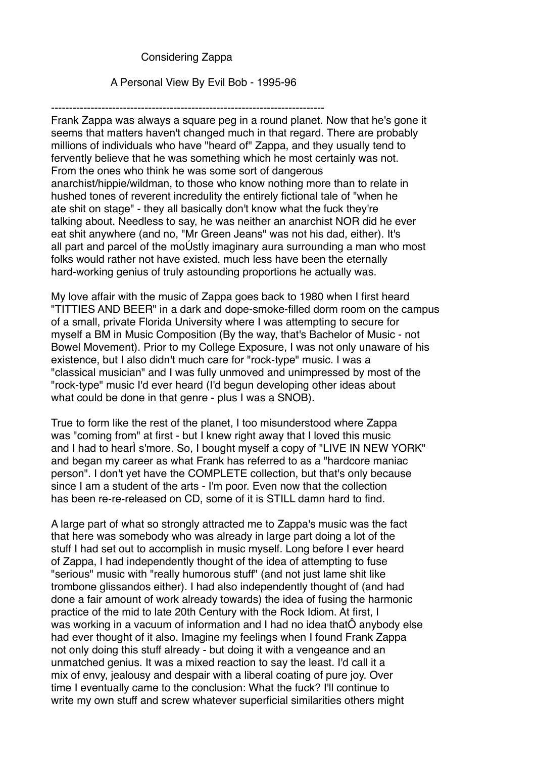Considering Zappa

A Personal View By Evil Bob - 1995-96

----------------------------------------------------------------------------

Frank Zappa was always a square peg in a round planet. Now that he's gone it seems that matters haven't changed much in that regard. There are probably millions of individuals who have "heard of" Zappa, and they usually tend to fervently believe that he was something which he most certainly was not. From the ones who think he was some sort of dangerous anarchist/hippie/wildman, to those who know nothing more than to relate in hushed tones of reverent incredulity the entirely fictional tale of "when he ate shit on stage" - they all basically don't know what the fuck they're talking about. Needless to say, he was neither an anarchist NOR did he ever eat shit anywhere (and no, "Mr Green Jeans" was not his dad, either). It's all part and parcel of the moÚstly imaginary aura surrounding a man who most folks would rather not have existed, much less have been the eternally hard-working genius of truly astounding proportions he actually was.

My love affair with the music of Zappa goes back to 1980 when I first heard "TITTIES AND BEER" in a dark and dope-smoke-filled dorm room on the campus of a small, private Florida University where I was attempting to secure for myself a BM in Music Composition (By the way, that's Bachelor of Music - not Bowel Movement). Prior to my College Exposure, I was not only unaware of his existence, but I also didn't much care for "rock-type" music. I was a "classical musician" and I was fully unmoved and unimpressed by most of the "rock-type" music I'd ever heard (I'd begun developing other ideas about what could be done in that genre - plus I was a SNOB).

True to form like the rest of the planet, I too misunderstood where Zappa was "coming from" at first - but I knew right away that I loved this music and I had to hearÌ s'more. So, I bought myself a copy of "LIVE IN NEW YORK" and began my career as what Frank has referred to as a "hardcore maniac person". I don't yet have the COMPLETE collection, but that's only because since I am a student of the arts - I'm poor. Even now that the collection has been re-re-released on CD, some of it is STILL damn hard to find.

A large part of what so strongly attracted me to Zappa's music was the fact that here was somebody who was already in large part doing a lot of the stuff I had set out to accomplish in music myself. Long before I ever heard of Zappa, I had independently thought of the idea of attempting to fuse "serious" music with "really humorous stuff" (and not just lame shit like trombone glissandos either). I had also independently thought of (and had done a fair amount of work already towards) the idea of fusing the harmonic practice of the mid to late 20th Century with the Rock Idiom. At first, I was working in a vacuum of information and I had no idea thatÔ anybody else had ever thought of it also. Imagine my feelings when I found Frank Zappa not only doing this stuff already - but doing it with a vengeance and an unmatched genius. It was a mixed reaction to say the least. I'd call it a mix of envy, jealousy and despair with a liberal coating of pure joy. Over time I eventually came to the conclusion: What the fuck? I'll continue to write my own stuff and screw whatever superficial similarities others might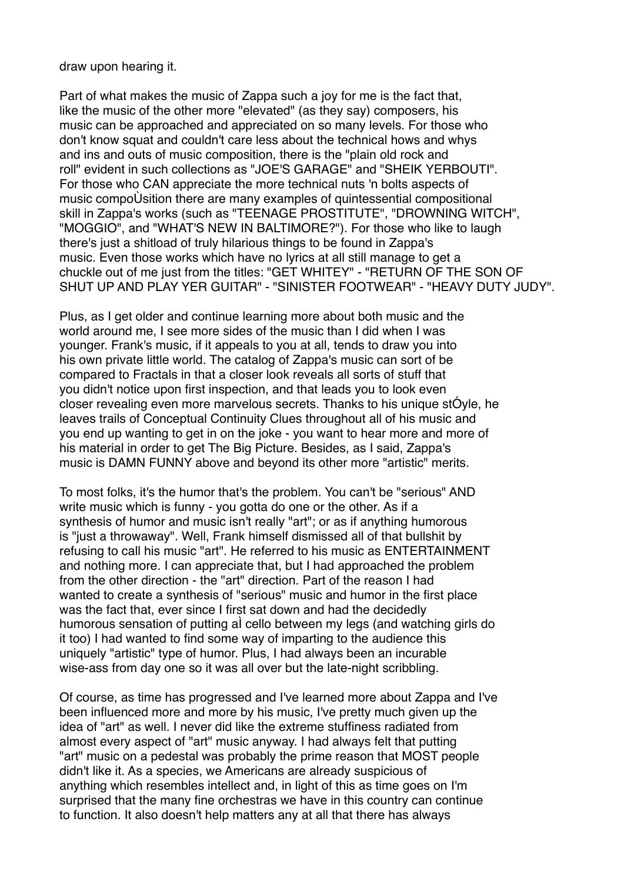draw upon hearing it.

Part of what makes the music of Zappa such a joy for me is the fact that, like the music of the other more "elevated" (as they say) composers, his music can be approached and appreciated on so many levels. For those who don't know squat and couldn't care less about the technical hows and whys and ins and outs of music composition, there is the "plain old rock and roll" evident in such collections as "JOE'S GARAGE" and "SHEIK YERBOUTI". For those who CAN appreciate the more technical nuts 'n bolts aspects of music compoÙsition there are many examples of quintessential compositional skill in Zappa's works (such as "TEENAGE PROSTITUTE", "DROWNING WITCH", "MOGGIO", and "WHAT'S NEW IN BALTIMORE?"). For those who like to laugh there's just a shitload of truly hilarious things to be found in Zappa's music. Even those works which have no lyrics at all still manage to get a chuckle out of me just from the titles: "GET WHITEY" - "RETURN OF THE SON OF SHUT UP AND PLAY YER GUITAR" - "SINISTER FOOTWEAR" - "HEAVY DUTY JUDY".

Plus, as I get older and continue learning more about both music and the world around me, I see more sides of the music than I did when I was younger. Frank's music, if it appeals to you at all, tends to draw you into his own private little world. The catalog of Zappa's music can sort of be compared to Fractals in that a closer look reveals all sorts of stuff that you didn't notice upon first inspection, and that leads you to look even closer revealing even more marvelous secrets. Thanks to his unique stÓyle, he leaves trails of Conceptual Continuity Clues throughout all of his music and you end up wanting to get in on the joke - you want to hear more and more of his material in order to get The Big Picture. Besides, as I said, Zappa's music is DAMN FUNNY above and beyond its other more "artistic" merits.

To most folks, it's the humor that's the problem. You can't be "serious" AND write music which is funny - you gotta do one or the other. As if a synthesis of humor and music isn't really "art"; or as if anything humorous is "just a throwaway". Well, Frank himself dismissed all of that bullshit by refusing to call his music "art". He referred to his music as ENTERTAINMENT and nothing more. I can appreciate that, but I had approached the problem from the other direction - the "art" direction. Part of the reason I had wanted to create a synthesis of "serious" music and humor in the first place was the fact that, ever since I first sat down and had the decidedly humorous sensation of putting aÌ cello between my legs (and watching girls do it too) I had wanted to find some way of imparting to the audience this uniquely "artistic" type of humor. Plus, I had always been an incurable wise-ass from day one so it was all over but the late-night scribbling.

Of course, as time has progressed and I've learned more about Zappa and I've been influenced more and more by his music, I've pretty much given up the idea of "art" as well. I never did like the extreme stuffiness radiated from almost every aspect of "art" music anyway. I had always felt that putting "art" music on a pedestal was probably the prime reason that MOST people didn't like it. As a species, we Americans are already suspicious of anything which resembles intellect and, in light of this as time goes on I'm surprised that the many fine orchestras we have in this country can continue to function. It also doesn't help matters any at all that there has always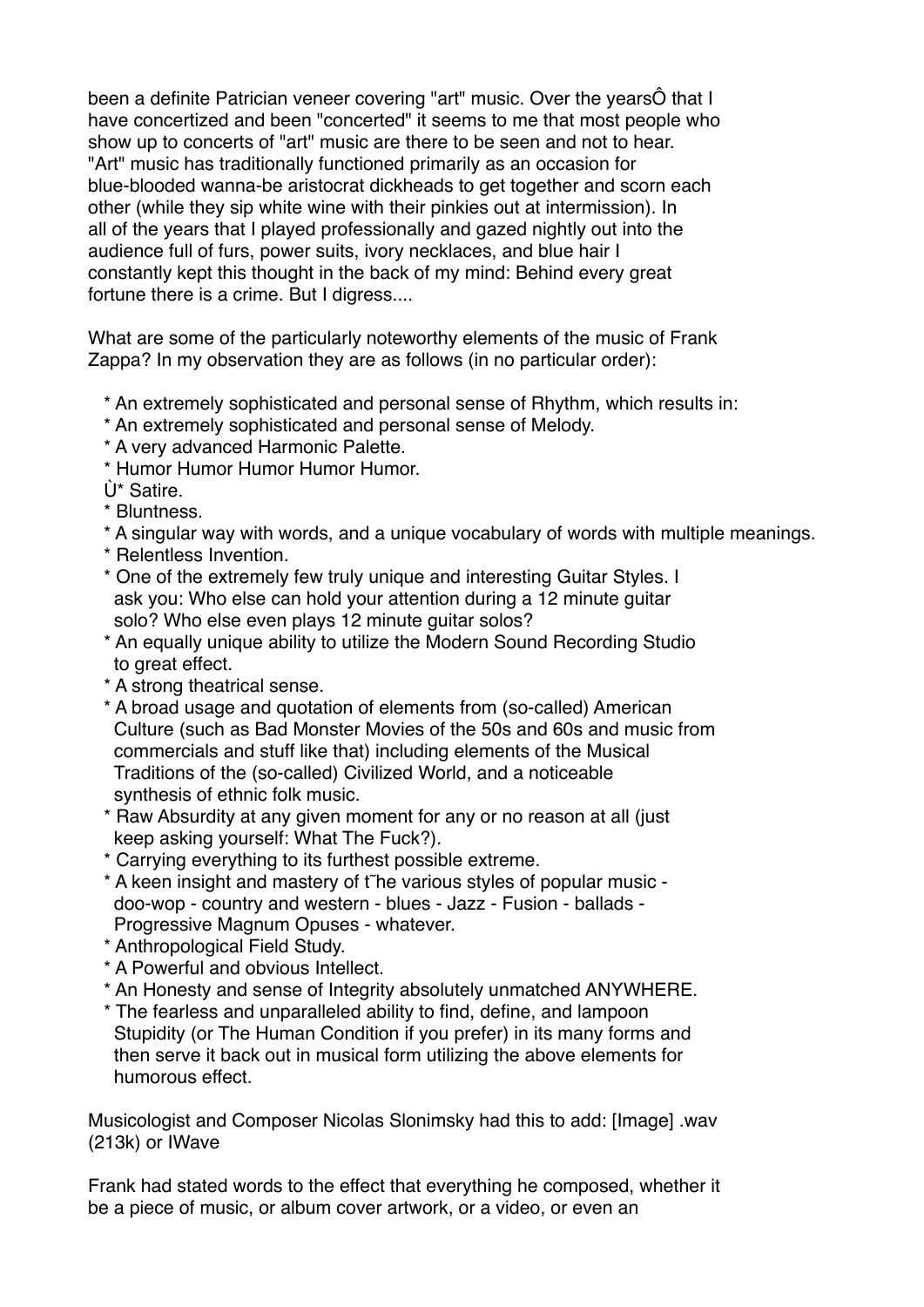been a definite Patrician veneer covering "art" music. Over the yearsÔ that I have concertized and been "concerted" it seems to me that most people who show up to concerts of "art" music are there to be seen and not to hear. "Art" music has traditionally functioned primarily as an occasion for blue-blooded wanna-be aristocrat dickheads to get together and scorn each other (while they sip white wine with their pinkies out at intermission). In all of the years that I played professionally and gazed nightly out into the audience full of furs, power suits, ivory necklaces, and blue hair I constantly kept this thought in the back of my mind: Behind every great fortune there is a crime. But I digress....

What are some of the particularly noteworthy elements of the music of Frank Zappa? In my observation they are as follows (in no particular order):

* An extremely sophisticated and personal sense of Rhythm, which results in:
* An extremely sophisticated and personal sense of Melody.
* A very advanced Harmonic Palette.
* Humor Humor Humor Humor Humor.
Ù* Satire.
* Bluntness.
* A singular way with words, and a unique vocabulary of words with multiple meanings.
* Relentless Invention.
* One of the extremely few truly unique and interesting Guitar Styles. I ask you: Who else can hold your attention during a 12 minute guitar solo? Who else even plays 12 minute guitar solos?
* An equally unique ability to utilize the Modern Sound Recording Studio to great effect.
* A strong theatrical sense.
* A broad usage and quotation of elements from (so-called) American Culture (such as Bad Monster Movies of the 50s and 60s and music from commercials and stuff like that) including elements of the Musical Traditions of the (so-called) Civilized World, and a noticeable synthesis of ethnic folk music.
* Raw Absurdity at any given moment for any or no reason at all (just keep asking yourself: What The Fuck?).
* Carrying everything to its furthest possible extreme.
* A keen insight and mastery of t˜he various styles of popular music - doo-wop - country and western - blues - Jazz - Fusion - ballads - Progressive Magnum Opuses - whatever.
* Anthropological Field Study.
* A Powerful and obvious Intellect.
* An Honesty and sense of Integrity absolutely unmatched ANYWHERE.
* The fearless and unparalleled ability to find, define, and lampoon Stupidity (or The Human Condition if you prefer) in its many forms and then serve it back out in musical form utilizing the above elements for humorous effect.

Musicologist and Composer Nicolas Slonimsky had this to add: [Image] .wav (213k) or IWave

Frank had stated words to the effect that everything he composed, whether it be a piece of music, or album cover artwork, or a video, or even an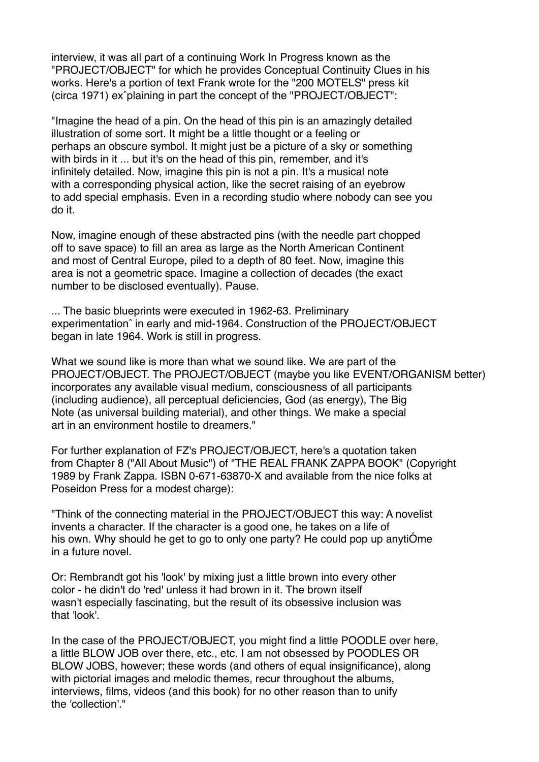interview, it was all part of a continuing Work In Progress known as the "PROJECT/OBJECT" for which he provides Conceptual Continuity Clues in his works. Here's a portion of text Frank wrote for the "200 MOTELS" press kit (circa 1971) exˆplaining in part the concept of the "PROJECT/OBJECT":

"Imagine the head of a pin. On the head of this pin is an amazingly detailed illustration of some sort. It might be a little thought or a feeling or perhaps an obscure symbol. It might just be a picture of a sky or something with birds in it ... but it's on the head of this pin, remember, and it's infinitely detailed. Now, imagine this pin is not a pin. It's a musical note with a corresponding physical action, like the secret raising of an eyebrow to add special emphasis. Even in a recording studio where nobody can see you do it.

Now, imagine enough of these abstracted pins (with the needle part chopped off to save space) to fill an area as large as the North American Continent and most of Central Europe, piled to a depth of 80 feet. Now, imagine this area is not a geometric space. Imagine a collection of decades (the exact number to be disclosed eventually). Pause.

... The basic blueprints were executed in 1962-63. Preliminary experimentationˆ in early and mid-1964. Construction of the PROJECT/OBJECT began in late 1964. Work is still in progress.

What we sound like is more than what we sound like. We are part of the PROJECT/OBJECT. The PROJECT/OBJECT (maybe you like EVENT/ORGANISM better) incorporates any available visual medium, consciousness of all participants (including audience), all perceptual deficiencies, God (as energy), The Big Note (as universal building material), and other things. We make a special art in an environment hostile to dreamers."

For further explanation of FZ's PROJECT/OBJECT, here's a quotation taken from Chapter 8 ("All About Music") of "THE REAL FRANK ZAPPA BOOK" (Copyright 1989 by Frank Zappa. ISBN 0-671-63870-X and available from the nice folks at Poseidon Press for a modest charge):

"Think of the connecting material in the PROJECT/OBJECT this way: A novelist invents a character. If the character is a good one, he takes on a life of his own. Why should he get to go to only one party? He could pop up anytiÓme in a future novel.

Or: Rembrandt got his 'look' by mixing just a little brown into every other color - he didn't do 'red' unless it had brown in it. The brown itself wasn't especially fascinating, but the result of its obsessive inclusion was that 'look'.

In the case of the PROJECT/OBJECT, you might find a little POODLE over here, a little BLOW JOB over there, etc., etc. I am not obsessed by POODLES OR BLOW JOBS, however; these words (and others of equal insignificance), along with pictorial images and melodic themes, recur throughout the albums, interviews, films, videos (and this book) for no other reason than to unify the 'collection'."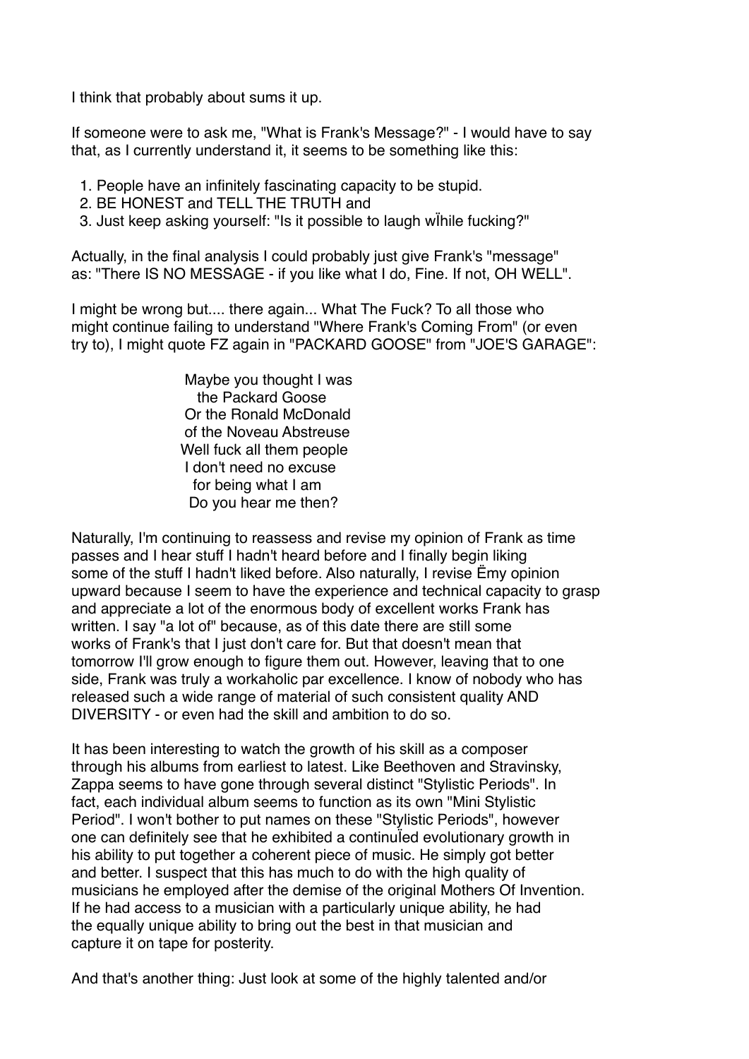I think that probably about sums it up.

If someone were to ask me, "What is Frank's Message?" - I would have to say that, as I currently understand it, it seems to be something like this:

1. People have an infinitely fascinating capacity to be stupid.
2. BE HONEST and TELL THE TRUTH and
3. Just keep asking yourself: "Is it possible to laugh wÏhile fucking?"

Actually, in the final analysis I could probably just give Frank's "message" as: "There IS NO MESSAGE - if you like what I do, Fine. If not, OH WELL".

I might be wrong but.... there again... What The Fuck? To all those who might continue failing to understand "Where Frank's Coming From" (or even try to), I might quote FZ again in "PACKARD GOOSE" from "JOE'S GARAGE":

> Maybe you thought I was
> the Packard Goose
> Or the Ronald McDonald
> of the Noveau Abstreuse
> Well fuck all them people
> I don't need no excuse
> for being what I am
> Do you hear me then?

Naturally, I'm continuing to reassess and revise my opinion of Frank as time passes and I hear stuff I hadn't heard before and I finally begin liking some of the stuff I hadn't liked before. Also naturally, I revise Ëmy opinion upward because I seem to have the experience and technical capacity to grasp and appreciate a lot of the enormous body of excellent works Frank has written. I say "a lot of" because, as of this date there are still some works of Frank's that I just don't care for. But that doesn't mean that tomorrow I'll grow enough to figure them out. However, leaving that to one side, Frank was truly a workaholic par excellence. I know of nobody who has released such a wide range of material of such consistent quality AND DIVERSITY - or even had the skill and ambition to do so.

It has been interesting to watch the growth of his skill as a composer through his albums from earliest to latest. Like Beethoven and Stravinsky, Zappa seems to have gone through several distinct "Stylistic Periods". In fact, each individual album seems to function as its own "Mini Stylistic Period". I won't bother to put names on these "Stylistic Periods", however one can definitely see that he exhibited a continuÏed evolutionary growth in his ability to put together a coherent piece of music. He simply got better and better. I suspect that this has much to do with the high quality of musicians he employed after the demise of the original Mothers Of Invention. If he had access to a musician with a particularly unique ability, he had the equally unique ability to bring out the best in that musician and capture it on tape for posterity.

And that's another thing: Just look at some of the highly talented and/or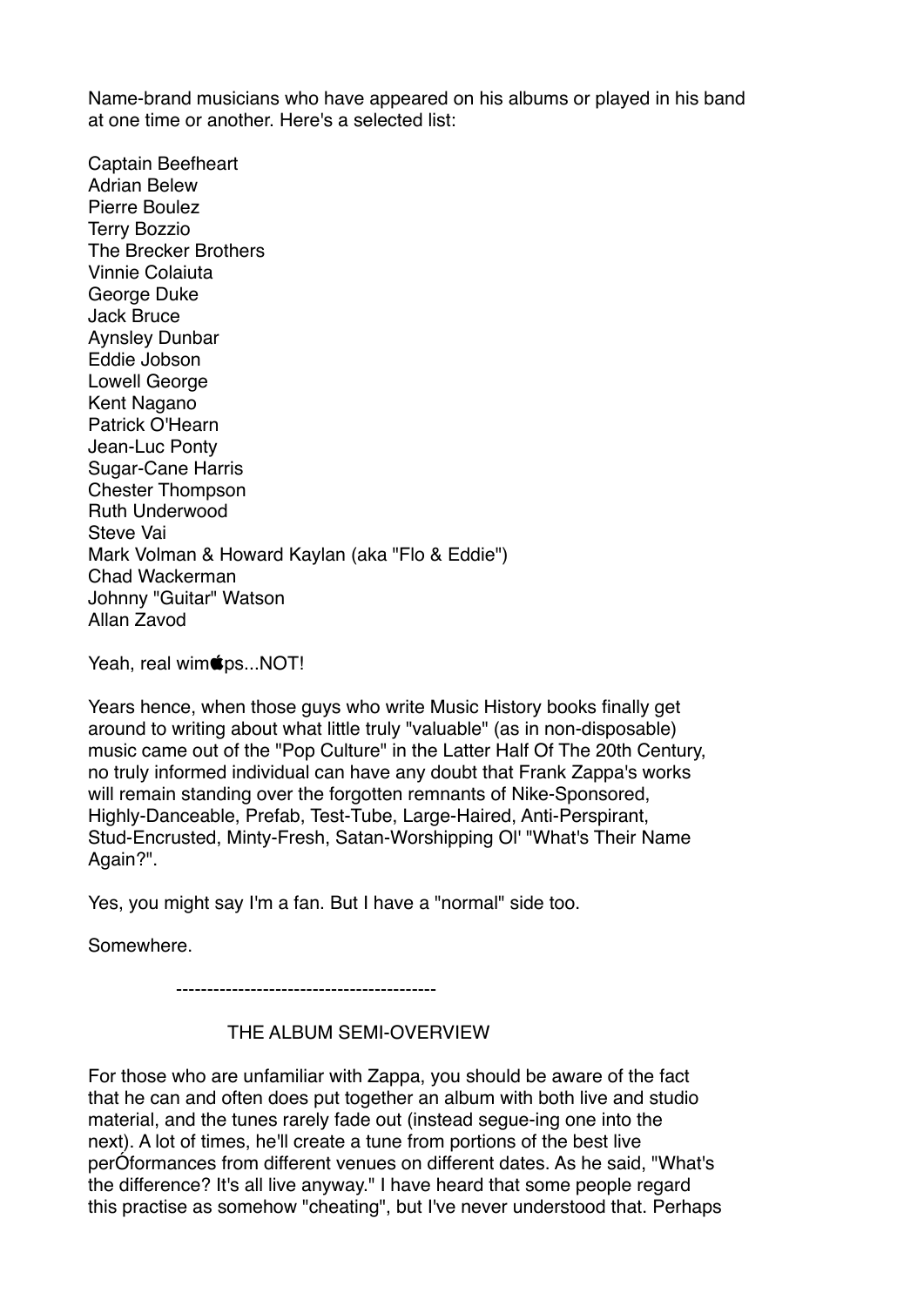Name-brand musicians who have appeared on his albums or played in his band at one time or another. Here's a selected list:

Captain Beefheart
Adrian Belew
Pierre Boulez
Terry Bozzio
The Brecker Brothers
Vinnie Colaiuta
George Duke
Jack Bruce
Aynsley Dunbar
Eddie Jobson
Lowell George
Kent Nagano
Patrick O'Hearn
Jean-Luc Ponty
Sugar-Cane Harris
Chester Thompson
Ruth Underwood
Steve Vai
Mark Volman & Howard Kaylan (aka "Flo & Eddie")
Chad Wackerman
Johnny "Guitar" Watson
Allan Zavod

Yeah, real wimps...NOT!

Years hence, when those guys who write Music History books finally get around to writing about what little truly "valuable" (as in non-disposable) music came out of the "Pop Culture" in the Latter Half Of The 20th Century, no truly informed individual can have any doubt that Frank Zappa's works will remain standing over the forgotten remnants of Nike-Sponsored, Highly-Danceable, Prefab, Test-Tube, Large-Haired, Anti-Perspirant, Stud-Encrusted, Minty-Fresh, Satan-Worshipping Ol' "What's Their Name Again?".

Yes, you might say I'm a fan. But I have a "normal" side too.

Somewhere.

------------------------------------------

## THE ALBUM SEMI-OVERVIEW

For those who are unfamiliar with Zappa, you should be aware of the fact that he can and often does put together an album with both live and studio material, and the tunes rarely fade out (instead segue-ing one into the next). A lot of times, he'll create a tune from portions of the best live perÓformances from different venues on different dates. As he said, "What's the difference? It's all live anyway." I have heard that some people regard this practise as somehow "cheating", but I've never understood that. Perhaps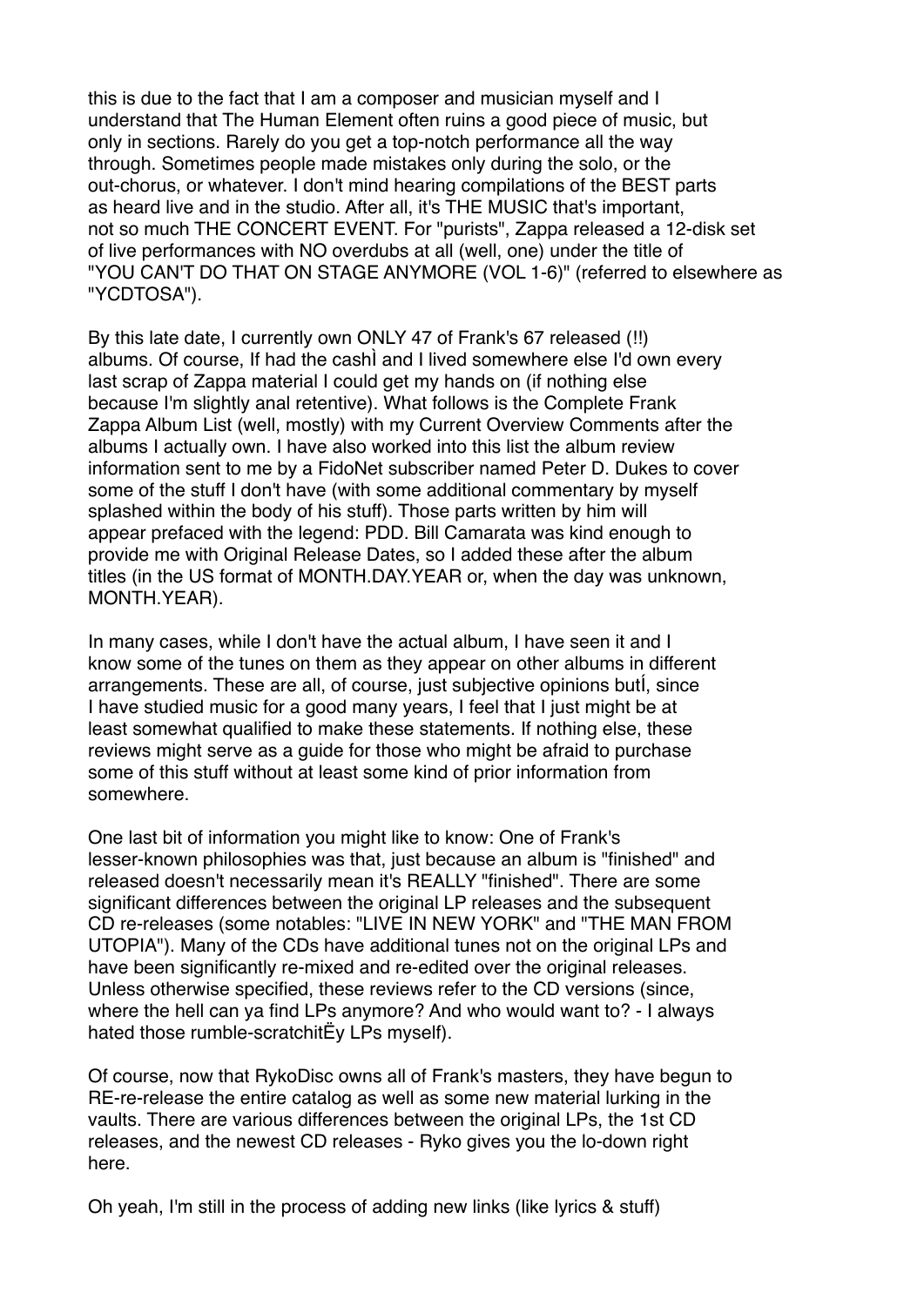this is due to the fact that I am a composer and musician myself and I understand that The Human Element often ruins a good piece of music, but only in sections. Rarely do you get a top-notch performance all the way through. Sometimes people made mistakes only during the solo, or the out-chorus, or whatever. I don't mind hearing compilations of the BEST parts as heard live and in the studio. After all, it's THE MUSIC that's important, not so much THE CONCERT EVENT. For "purists", Zappa released a 12-disk set of live performances with NO overdubs at all (well, one) under the title of "YOU CAN'T DO THAT ON STAGE ANYMORE (VOL 1-6)" (referred to elsewhere as "YCDTOSA").

By this late date, I currently own ONLY 47 of Frank's 67 released (!!) albums. Of course, If had the cashÌ and I lived somewhere else I'd own every last scrap of Zappa material I could get my hands on (if nothing else because I'm slightly anal retentive). What follows is the Complete Frank Zappa Album List (well, mostly) with my Current Overview Comments after the albums I actually own. I have also worked into this list the album review information sent to me by a FidoNet subscriber named Peter D. Dukes to cover some of the stuff I don't have (with some additional commentary by myself splashed within the body of his stuff). Those parts written by him will appear prefaced with the legend: PDD. Bill Camarata was kind enough to provide me with Original Release Dates, so I added these after the album titles (in the US format of MONTH.DAY.YEAR or, when the day was unknown, MONTH.YEAR).

In many cases, while I don't have the actual album, I have seen it and I know some of the tunes on them as they appear on other albums in different arrangements. These are all, of course, just subjective opinions butÍ, since I have studied music for a good many years, I feel that I just might be at least somewhat qualified to make these statements. If nothing else, these reviews might serve as a guide for those who might be afraid to purchase some of this stuff without at least some kind of prior information from somewhere.

One last bit of information you might like to know: One of Frank's lesser-known philosophies was that, just because an album is "finished" and released doesn't necessarily mean it's REALLY "finished". There are some significant differences between the original LP releases and the subsequent CD re-releases (some notables: "LIVE IN NEW YORK" and "THE MAN FROM UTOPIA"). Many of the CDs have additional tunes not on the original LPs and have been significantly re-mixed and re-edited over the original releases. Unless otherwise specified, these reviews refer to the CD versions (since, where the hell can ya find LPs anymore? And who would want to? - I always hated those rumble-scratchitËy LPs myself).

Of course, now that RykoDisc owns all of Frank's masters, they have begun to RE-re-release the entire catalog as well as some new material lurking in the vaults. There are various differences between the original LPs, the 1st CD releases, and the newest CD releases - Ryko gives you the lo-down right here.

Oh yeah, I'm still in the process of adding new links (like lyrics & stuff)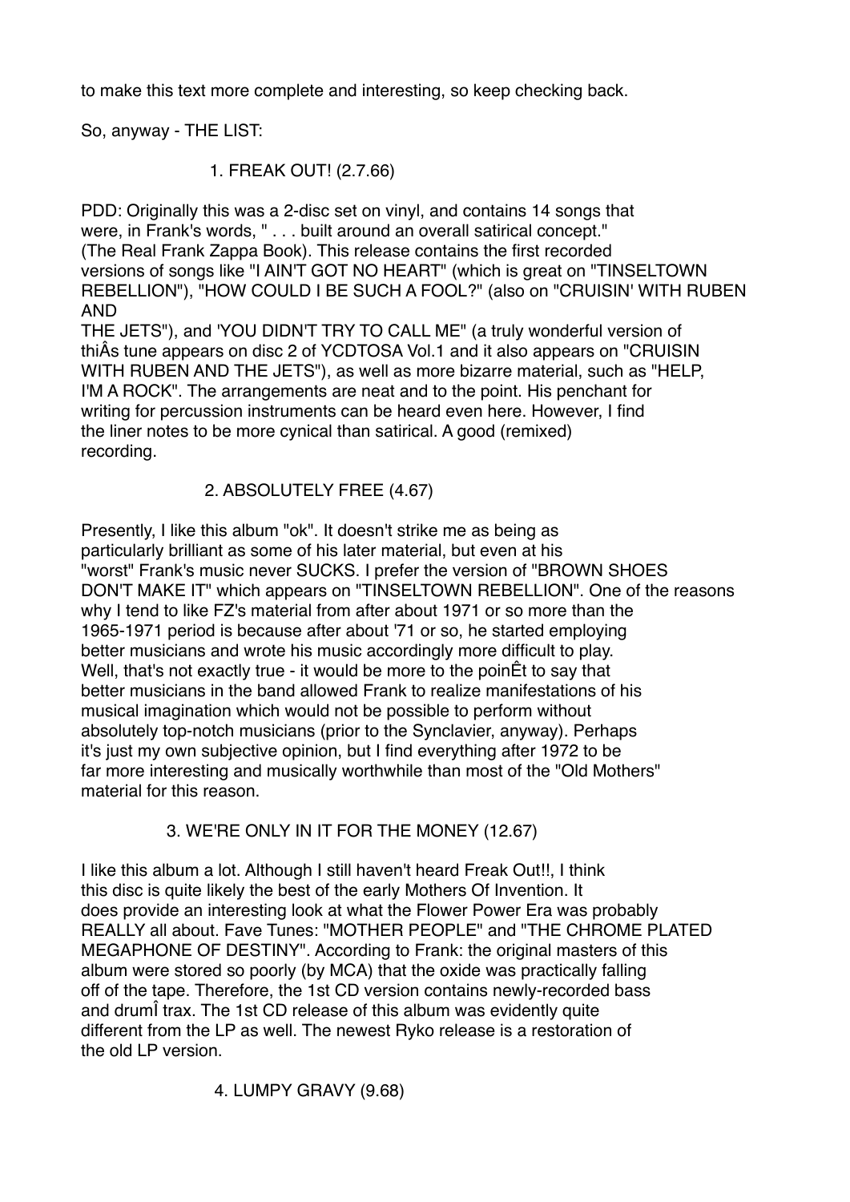to make this text more complete and interesting, so keep checking back.

So, anyway - THE LIST:

1. FREAK OUT! (2.7.66)

PDD: Originally this was a 2-disc set on vinyl, and contains 14 songs that were, in Frank's words, " . . . built around an overall satirical concept." (The Real Frank Zappa Book). This release contains the first recorded versions of songs like "I AIN'T GOT NO HEART" (which is great on "TINSELTOWN REBELLION"), "HOW COULD I BE SUCH A FOOL?" (also on "CRUISIN' WITH RUBEN AND THE JETS"), and 'YOU DIDN'T TRY TO CALL ME" (a truly wonderful version of thiÂs tune appears on disc 2 of YCDTOSA Vol.1 and it also appears on "CRUISIN WITH RUBEN AND THE JETS"), as well as more bizarre material, such as "HELP, I'M A ROCK". The arrangements are neat and to the point. His penchant for writing for percussion instruments can be heard even here. However, I find the liner notes to be more cynical than satirical. A good (remixed) recording.

2. ABSOLUTELY FREE (4.67)

Presently, I like this album "ok". It doesn't strike me as being as particularly brilliant as some of his later material, but even at his "worst" Frank's music never SUCKS. I prefer the version of "BROWN SHOES DON'T MAKE IT" which appears on "TINSELTOWN REBELLION". One of the reasons why I tend to like FZ's material from after about 1971 or so more than the 1965-1971 period is because after about '71 or so, he started employing better musicians and wrote his music accordingly more difficult to play. Well, that's not exactly true - it would be more to the poinÊt to say that better musicians in the band allowed Frank to realize manifestations of his musical imagination which would not be possible to perform without absolutely top-notch musicians (prior to the Synclavier, anyway). Perhaps it's just my own subjective opinion, but I find everything after 1972 to be far more interesting and musically worthwhile than most of the "Old Mothers" material for this reason.

3. WE'RE ONLY IN IT FOR THE MONEY (12.67)

I like this album a lot. Although I still haven't heard Freak Out!!, I think this disc is quite likely the best of the early Mothers Of Invention. It does provide an interesting look at what the Flower Power Era was probably REALLY all about. Fave Tunes: "MOTHER PEOPLE" and "THE CHROME PLATED MEGAPHONE OF DESTINY". According to Frank: the original masters of this album were stored so poorly (by MCA) that the oxide was practically falling off of the tape. Therefore, the 1st CD version contains newly-recorded bass and drumÎ trax. The 1st CD release of this album was evidently quite different from the LP as well. The newest Ryko release is a restoration of the old LP version.

4. LUMPY GRAVY (9.68)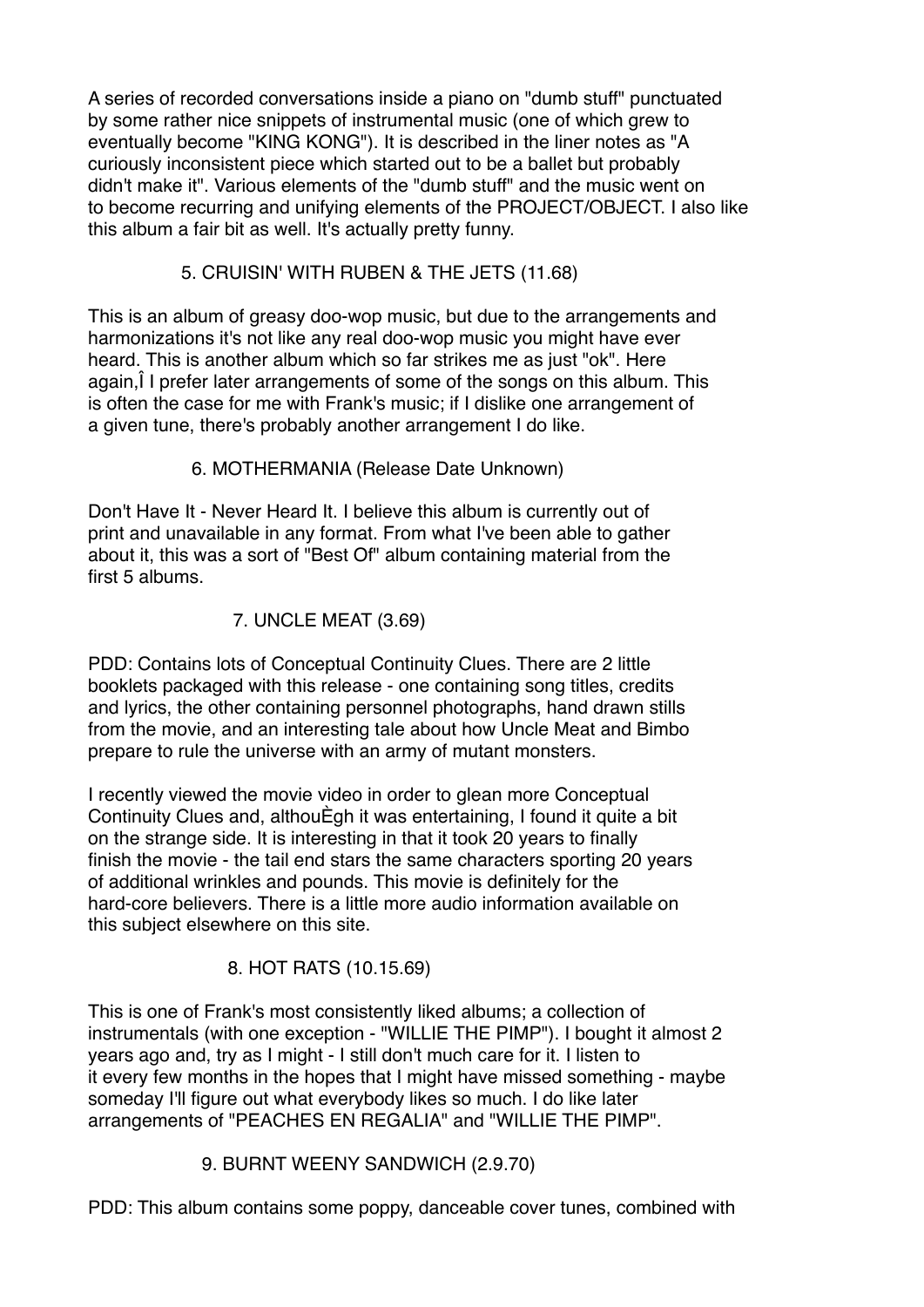A series of recorded conversations inside a piano on "dumb stuff" punctuated by some rather nice snippets of instrumental music (one of which grew to eventually become "KING KONG"). It is described in the liner notes as "A curiously inconsistent piece which started out to be a ballet but probably didn't make it". Various elements of the "dumb stuff" and the music went on to become recurring and unifying elements of the PROJECT/OBJECT. I also like this album a fair bit as well. It's actually pretty funny.

### 5. CRUISIN' WITH RUBEN & THE JETS (11.68)

This is an album of greasy doo-wop music, but due to the arrangements and harmonizations it's not like any real doo-wop music you might have ever heard. This is another album which so far strikes me as just "ok". Here again,Î I prefer later arrangements of some of the songs on this album. This is often the case for me with Frank's music; if I dislike one arrangement of a given tune, there's probably another arrangement I do like.

### 6. MOTHERMANIA (Release Date Unknown)

Don't Have It - Never Heard It. I believe this album is currently out of print and unavailable in any format. From what I've been able to gather about it, this was a sort of "Best Of" album containing material from the first 5 albums.

### 7. UNCLE MEAT (3.69)

PDD: Contains lots of Conceptual Continuity Clues. There are 2 little booklets packaged with this release - one containing song titles, credits and lyrics, the other containing personnel photographs, hand drawn stills from the movie, and an interesting tale about how Uncle Meat and Bimbo prepare to rule the universe with an army of mutant monsters.

I recently viewed the movie video in order to glean more Conceptual Continuity Clues and, althouÈgh it was entertaining, I found it quite a bit on the strange side. It is interesting in that it took 20 years to finally finish the movie - the tail end stars the same characters sporting 20 years of additional wrinkles and pounds. This movie is definitely for the hard-core believers. There is a little more audio information available on this subject elsewhere on this site.

### 8. HOT RATS (10.15.69)

This is one of Frank's most consistently liked albums; a collection of instrumentals (with one exception - "WILLIE THE PIMP"). I bought it almost 2 years ago and, try as I might - I still don't much care for it. I listen to it every few months in the hopes that I might have missed something - maybe someday I'll figure out what everybody likes so much. I do like later arrangements of "PEACHES EN REGALIA" and "WILLIE THE PIMP".

### 9. BURNT WEENY SANDWICH (2.9.70)

PDD: This album contains some poppy, danceable cover tunes, combined with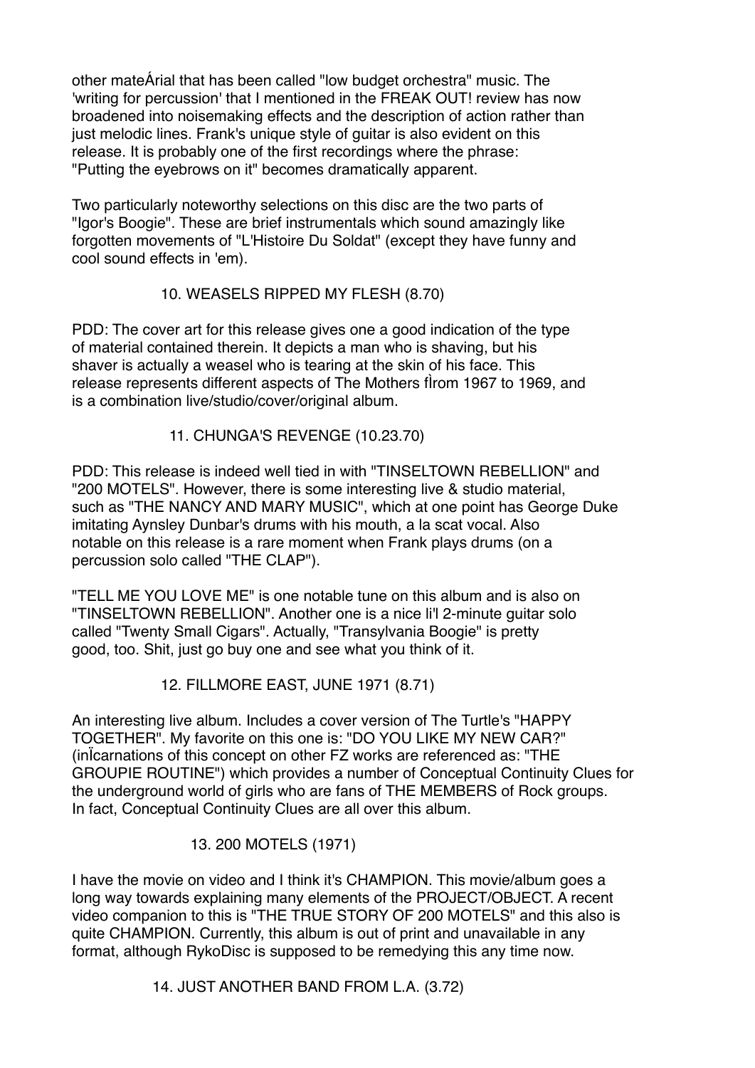other mateÁrial that has been called "low budget orchestra" music. The 'writing for percussion' that I mentioned in the FREAK OUT! review has now broadened into noisemaking effects and the description of action rather than just melodic lines. Frank's unique style of guitar is also evident on this release. It is probably one of the first recordings where the phrase: "Putting the eyebrows on it" becomes dramatically apparent.

Two particularly noteworthy selections on this disc are the two parts of "Igor's Boogie". These are brief instrumentals which sound amazingly like forgotten movements of "L'Histoire Du Soldat" (except they have funny and cool sound effects in 'em).

### 10. WEASELS RIPPED MY FLESH (8.70)

PDD: The cover art for this release gives one a good indication of the type of material contained therein. It depicts a man who is shaving, but his shaver is actually a weasel who is tearing at the skin of his face. This release represents different aspects of The Mothers fÌrom 1967 to 1969, and is a combination live/studio/cover/original album.

### 11. CHUNGA'S REVENGE (10.23.70)

PDD: This release is indeed well tied in with "TINSELTOWN REBELLION" and "200 MOTELS". However, there is some interesting live & studio material, such as "THE NANCY AND MARY MUSIC", which at one point has George Duke imitating Aynsley Dunbar's drums with his mouth, a la scat vocal. Also notable on this release is a rare moment when Frank plays drums (on a percussion solo called "THE CLAP").

"TELL ME YOU LOVE ME" is one notable tune on this album and is also on "TINSELTOWN REBELLION". Another one is a nice li'l 2-minute guitar solo called "Twenty Small Cigars". Actually, "Transylvania Boogie" is pretty good, too. Shit, just go buy one and see what you think of it.

### 12. FILLMORE EAST, JUNE 1971 (8.71)

An interesting live album. Includes a cover version of The Turtle's "HAPPY TOGETHER". My favorite on this one is: "DO YOU LIKE MY NEW CAR?" (inÏcarnations of this concept on other FZ works are referenced as: "THE GROUPIE ROUTINE") which provides a number of Conceptual Continuity Clues for the underground world of girls who are fans of THE MEMBERS of Rock groups. In fact, Conceptual Continuity Clues are all over this album.

### 13. 200 MOTELS (1971)

I have the movie on video and I think it's CHAMPION. This movie/album goes a long way towards explaining many elements of the PROJECT/OBJECT. A recent video companion to this is "THE TRUE STORY OF 200 MOTELS" and this also is quite CHAMPION. Currently, this album is out of print and unavailable in any format, although RykoDisc is supposed to be remedying this any time now.

### 14. JUST ANOTHER BAND FROM L.A. (3.72)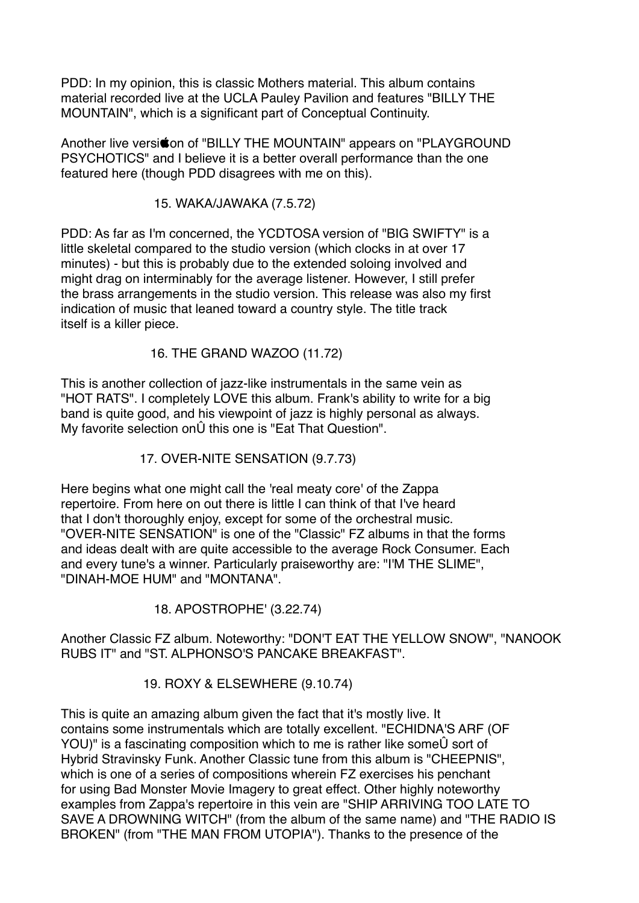PDD: In my opinion, this is classic Mothers material. This album contains material recorded live at the UCLA Pauley Pavilion and features "BILLY THE MOUNTAIN", which is a significant part of Conceptual Continuity.

Another live versi on of "BILLY THE MOUNTAIN" appears on "PLAYGROUND PSYCHOTICS" and I believe it is a better overall performance than the one featured here (though PDD disagrees with me on this).

### 15. WAKA/JAWAKA (7.5.72)

PDD: As far as I'm concerned, the YCDTOSA version of "BIG SWIFTY" is a little skeletal compared to the studio version (which clocks in at over 17 minutes) - but this is probably due to the extended soloing involved and might drag on interminably for the average listener. However, I still prefer the brass arrangements in the studio version. This release was also my first indication of music that leaned toward a country style. The title track itself is a killer piece.

### 16. THE GRAND WAZOO (11.72)

This is another collection of jazz-like instrumentals in the same vein as "HOT RATS". I completely LOVE this album. Frank's ability to write for a big band is quite good, and his viewpoint of jazz is highly personal as always. My favorite selection onÛ this one is "Eat That Question".

### 17. OVER-NITE SENSATION (9.7.73)

Here begins what one might call the 'real meaty core' of the Zappa repertoire. From here on out there is little I can think of that I've heard that I don't thoroughly enjoy, except for some of the orchestral music. "OVER-NITE SENSATION" is one of the "Classic" FZ albums in that the forms and ideas dealt with are quite accessible to the average Rock Consumer. Each and every tune's a winner. Particularly praiseworthy are: "I'M THE SLIME", "DINAH-MOE HUM" and "MONTANA".

### 18. APOSTROPHE' (3.22.74)

Another Classic FZ album. Noteworthy: "DON'T EAT THE YELLOW SNOW", "NANOOK RUBS IT" and "ST. ALPHONSO'S PANCAKE BREAKFAST".

### 19. ROXY & ELSEWHERE (9.10.74)

This is quite an amazing album given the fact that it's mostly live. It contains some instrumentals which are totally excellent. "ECHIDNA'S ARF (OF YOU)" is a fascinating composition which to me is rather like someÛ sort of Hybrid Stravinsky Funk. Another Classic tune from this album is "CHEEPNIS", which is one of a series of compositions wherein FZ exercises his penchant for using Bad Monster Movie Imagery to great effect. Other highly noteworthy examples from Zappa's repertoire in this vein are "SHIP ARRIVING TOO LATE TO SAVE A DROWNING WITCH" (from the album of the same name) and "THE RADIO IS BROKEN" (from "THE MAN FROM UTOPIA"). Thanks to the presence of the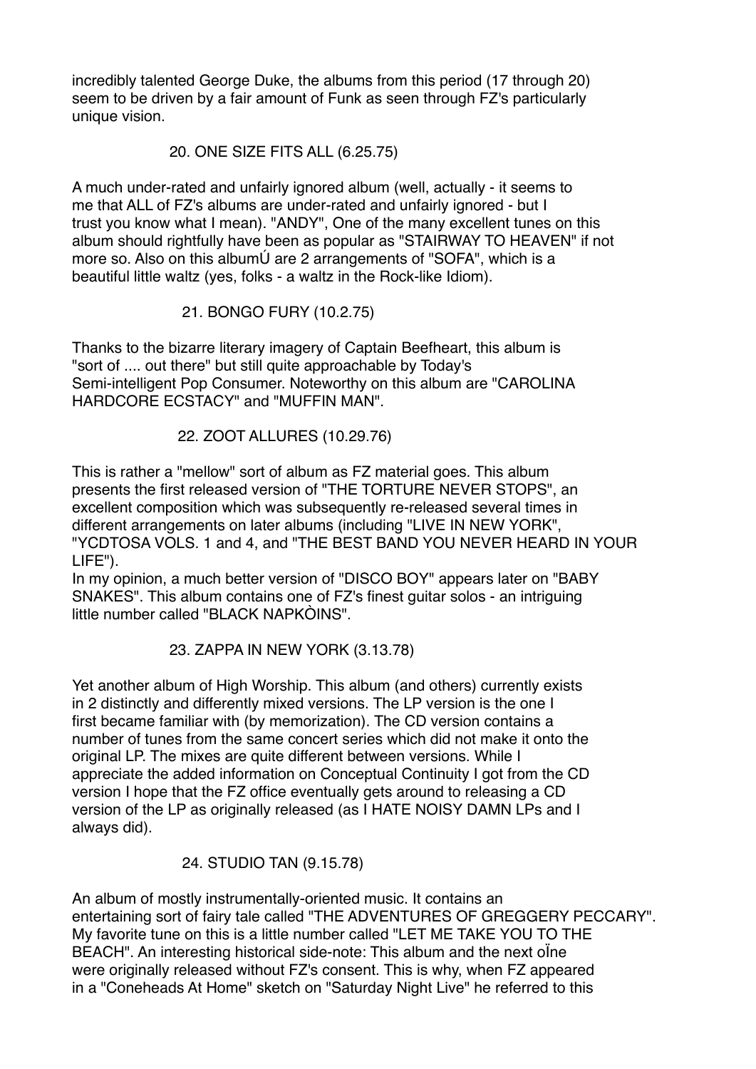incredibly talented George Duke, the albums from this period (17 through 20) seem to be driven by a fair amount of Funk as seen through FZ's particularly unique vision.

### 20. ONE SIZE FITS ALL (6.25.75)

A much under-rated and unfairly ignored album (well, actually - it seems to me that ALL of FZ's albums are under-rated and unfairly ignored - but I trust you know what I mean). "ANDY", One of the many excellent tunes on this album should rightfully have been as popular as "STAIRWAY TO HEAVEN" if not more so. Also on this albumÚ are 2 arrangements of "SOFA", which is a beautiful little waltz (yes, folks - a waltz in the Rock-like Idiom).

### 21. BONGO FURY (10.2.75)

Thanks to the bizarre literary imagery of Captain Beefheart, this album is "sort of .... out there" but still quite approachable by Today's Semi-intelligent Pop Consumer. Noteworthy on this album are "CAROLINA HARDCORE ECSTACY" and "MUFFIN MAN".

### 22. ZOOT ALLURES (10.29.76)

This is rather a "mellow" sort of album as FZ material goes. This album presents the first released version of "THE TORTURE NEVER STOPS", an excellent composition which was subsequently re-released several times in different arrangements on later albums (including "LIVE IN NEW YORK", "YCDTOSA VOLS. 1 and 4, and "THE BEST BAND YOU NEVER HEARD IN YOUR LIFE").
In my opinion, a much better version of "DISCO BOY" appears later on "BABY SNAKES". This album contains one of FZ's finest guitar solos - an intriguing little number called "BLACK NAPKÒINS".

### 23. ZAPPA IN NEW YORK (3.13.78)

Yet another album of High Worship. This album (and others) currently exists in 2 distinctly and differently mixed versions. The LP version is the one I first became familiar with (by memorization). The CD version contains a number of tunes from the same concert series which did not make it onto the original LP. The mixes are quite different between versions. While I appreciate the added information on Conceptual Continuity I got from the CD version I hope that the FZ office eventually gets around to releasing a CD version of the LP as originally released (as I HATE NOISY DAMN LPs and I always did).

### 24. STUDIO TAN (9.15.78)

An album of mostly instrumentally-oriented music. It contains an entertaining sort of fairy tale called "THE ADVENTURES OF GREGGERY PECCARY". My favorite tune on this is a little number called "LET ME TAKE YOU TO THE BEACH". An interesting historical side-note: This album and the next oÏne were originally released without FZ's consent. This is why, when FZ appeared in a "Coneheads At Home" sketch on "Saturday Night Live" he referred to this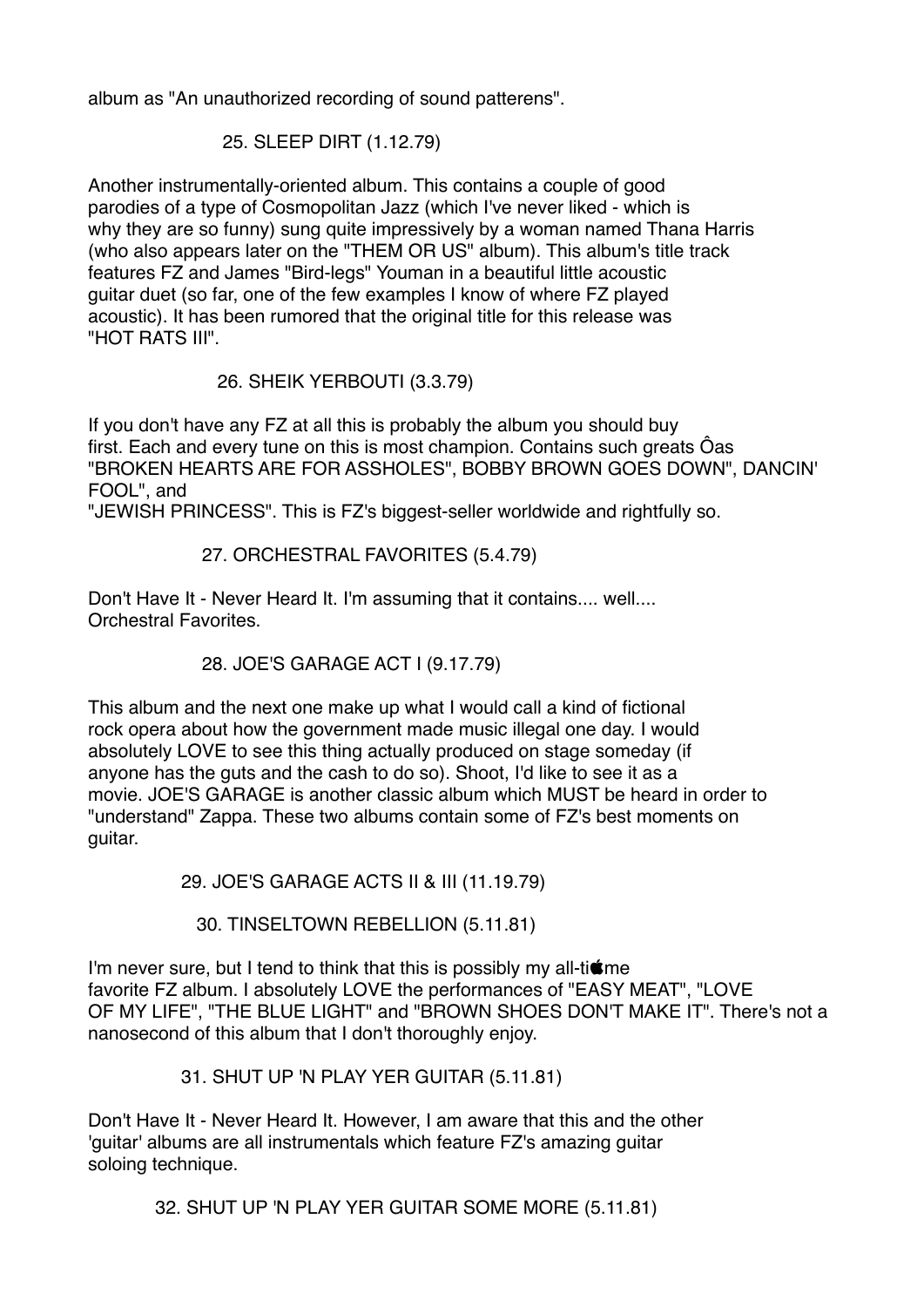album as "An unauthorized recording of sound patterens".

25. SLEEP DIRT (1.12.79)

Another instrumentally-oriented album. This contains a couple of good parodies of a type of Cosmopolitan Jazz (which I've never liked - which is why they are so funny) sung quite impressively by a woman named Thana Harris (who also appears later on the "THEM OR US" album). This album's title track features FZ and James "Bird-legs" Youman in a beautiful little acoustic guitar duet (so far, one of the few examples I know of where FZ played acoustic). It has been rumored that the original title for this release was "HOT RATS III".

26. SHEIK YERBOUTI (3.3.79)

If you don't have any FZ at all this is probably the album you should buy first. Each and every tune on this is most champion. Contains such greats Ôas "BROKEN HEARTS ARE FOR ASSHOLES", BOBBY BROWN GOES DOWN", DANCIN' FOOL", and
"JEWISH PRINCESS". This is FZ's biggest-seller worldwide and rightfully so.

27. ORCHESTRAL FAVORITES (5.4.79)

Don't Have It - Never Heard It. I'm assuming that it contains.... well.... Orchestral Favorites.

28. JOE'S GARAGE ACT I (9.17.79)

This album and the next one make up what I would call a kind of fictional rock opera about how the government made music illegal one day. I would absolutely LOVE to see this thing actually produced on stage someday (if anyone has the guts and the cash to do so). Shoot, I'd like to see it as a movie. JOE'S GARAGE is another classic album which MUST be heard in order to "understand" Zappa. These two albums contain some of FZ's best moments on guitar.

29. JOE'S GARAGE ACTS II & III (11.19.79)

30. TINSELTOWN REBELLION (5.11.81)

I'm never sure, but I tend to think that this is possibly my all-ti me favorite FZ album. I absolutely LOVE the performances of "EASY MEAT", "LOVE OF MY LIFE", "THE BLUE LIGHT" and "BROWN SHOES DON'T MAKE IT". There's not a nanosecond of this album that I don't thoroughly enjoy.

31. SHUT UP 'N PLAY YER GUITAR (5.11.81)

Don't Have It - Never Heard It. However, I am aware that this and the other 'guitar' albums are all instrumentals which feature FZ's amazing guitar soloing technique.

32. SHUT UP 'N PLAY YER GUITAR SOME MORE (5.11.81)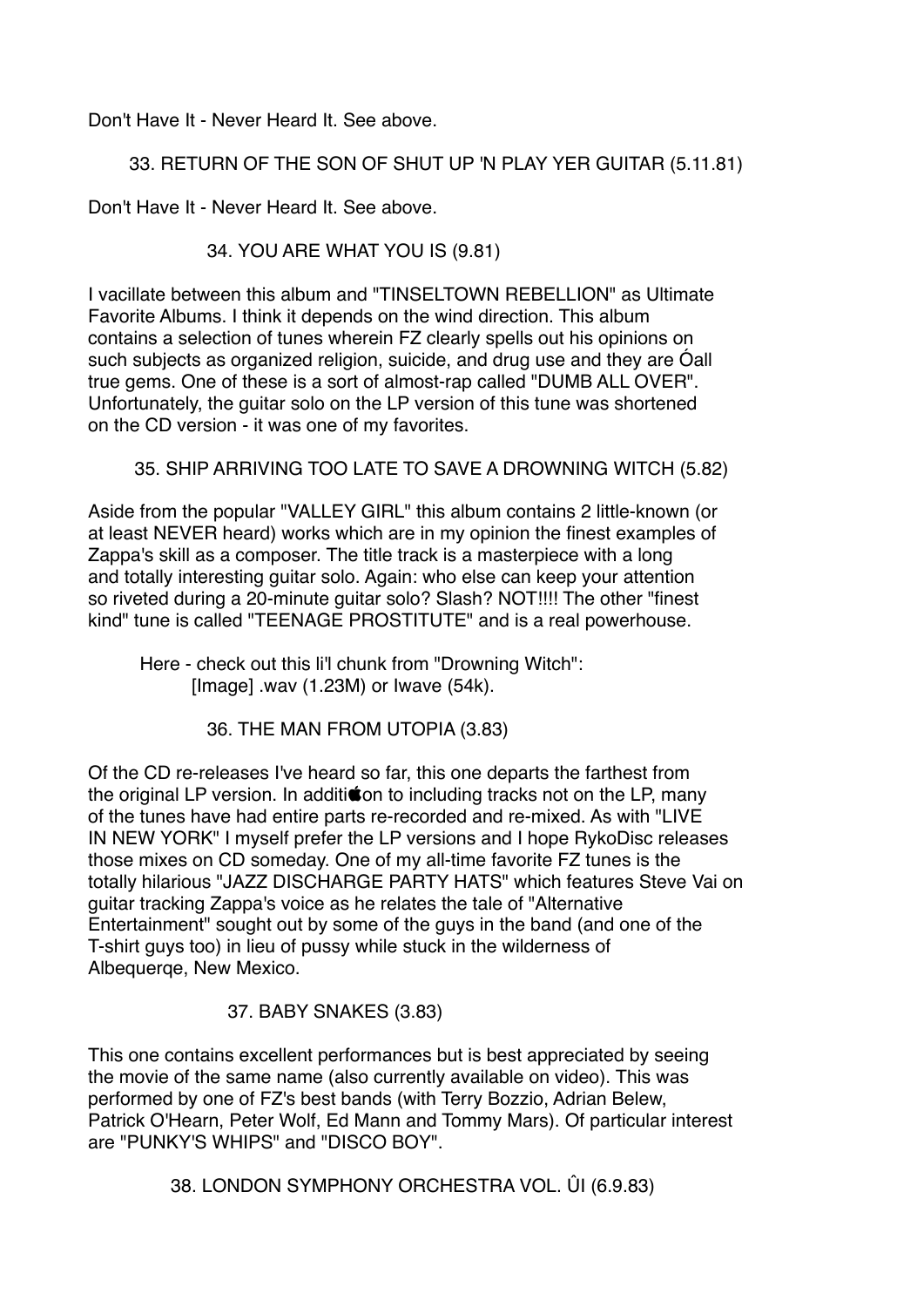Don't Have It - Never Heard It. See above.

### 33. RETURN OF THE SON OF SHUT UP 'N PLAY YER GUITAR (5.11.81)

Don't Have It - Never Heard It. See above.

### 34. YOU ARE WHAT YOU IS (9.81)

I vacillate between this album and "TINSELTOWN REBELLION" as Ultimate Favorite Albums. I think it depends on the wind direction. This album contains a selection of tunes wherein FZ clearly spells out his opinions on such subjects as organized religion, suicide, and drug use and they are Óall true gems. One of these is a sort of almost-rap called "DUMB ALL OVER". Unfortunately, the guitar solo on the LP version of this tune was shortened on the CD version - it was one of my favorites.

### 35. SHIP ARRIVING TOO LATE TO SAVE A DROWNING WITCH (5.82)

Aside from the popular "VALLEY GIRL" this album contains 2 little-known (or at least NEVER heard) works which are in my opinion the finest examples of Zappa's skill as a composer. The title track is a masterpiece with a long and totally interesting guitar solo. Again: who else can keep your attention so riveted during a 20-minute guitar solo? Slash? NOT!!!! The other "finest kind" tune is called "TEENAGE PROSTITUTE" and is a real powerhouse.

Here - check out this li'l chunk from "Drowning Witch":
[Image] .wav (1.23M) or Iwave (54k).

### 36. THE MAN FROM UTOPIA (3.83)

Of the CD re-releases I've heard so far, this one departs the farthest from the original LP version. In additi on to including tracks not on the LP, many of the tunes have had entire parts re-recorded and re-mixed. As with "LIVE IN NEW YORK" I myself prefer the LP versions and I hope RykoDisc releases those mixes on CD someday. One of my all-time favorite FZ tunes is the totally hilarious "JAZZ DISCHARGE PARTY HATS" which features Steve Vai on guitar tracking Zappa's voice as he relates the tale of "Alternative Entertainment" sought out by some of the guys in the band (and one of the T-shirt guys too) in lieu of pussy while stuck in the wilderness of Albequerqe, New Mexico.

### 37. BABY SNAKES (3.83)

This one contains excellent performances but is best appreciated by seeing the movie of the same name (also currently available on video). This was performed by one of FZ's best bands (with Terry Bozzio, Adrian Belew, Patrick O'Hearn, Peter Wolf, Ed Mann and Tommy Mars). Of particular interest are "PUNKY'S WHIPS" and "DISCO BOY".

### 38. LONDON SYMPHONY ORCHESTRA VOL. ÛI (6.9.83)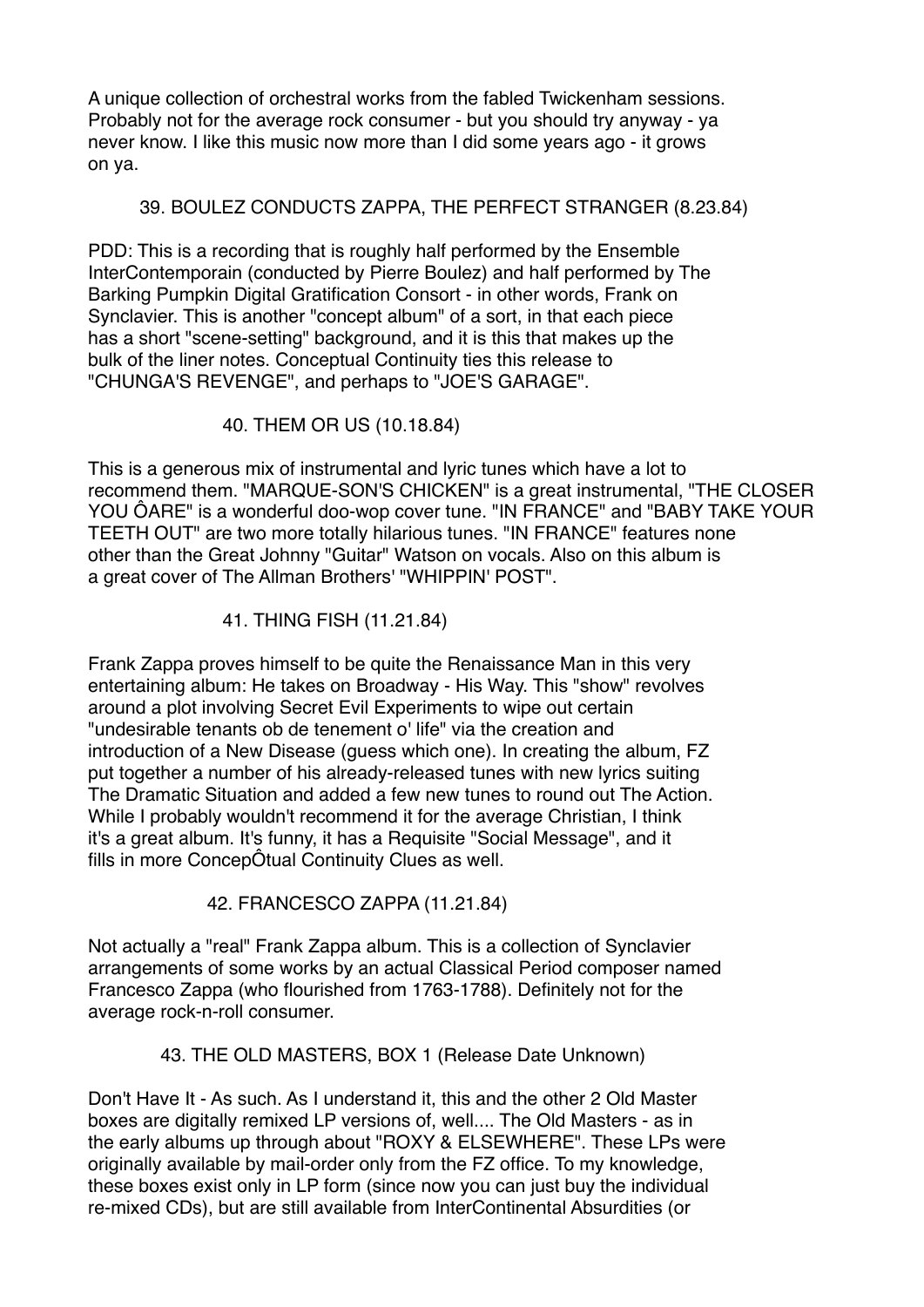A unique collection of orchestral works from the fabled Twickenham sessions. Probably not for the average rock consumer - but you should try anyway - ya never know. I like this music now more than I did some years ago - it grows on ya.

### 39. BOULEZ CONDUCTS ZAPPA, THE PERFECT STRANGER (8.23.84)

PDD: This is a recording that is roughly half performed by the Ensemble InterContemporain (conducted by Pierre Boulez) and half performed by The Barking Pumpkin Digital Gratification Consort - in other words, Frank on Synclavier. This is another "concept album" of a sort, in that each piece has a short "scene-setting" background, and it is this that makes up the bulk of the liner notes. Conceptual Continuity ties this release to "CHUNGA'S REVENGE", and perhaps to "JOE'S GARAGE".

### 40. THEM OR US (10.18.84)

This is a generous mix of instrumental and lyric tunes which have a lot to recommend them. "MARQUE-SON'S CHICKEN" is a great instrumental, "THE CLOSER YOU ÔARE" is a wonderful doo-wop cover tune. "IN FRANCE" and "BABY TAKE YOUR TEETH OUT" are two more totally hilarious tunes. "IN FRANCE" features none other than the Great Johnny "Guitar" Watson on vocals. Also on this album is a great cover of The Allman Brothers' "WHIPPIN' POST".

### 41. THING FISH (11.21.84)

Frank Zappa proves himself to be quite the Renaissance Man in this very entertaining album: He takes on Broadway - His Way. This "show" revolves around a plot involving Secret Evil Experiments to wipe out certain "undesirable tenants ob de tenement o' life" via the creation and introduction of a New Disease (guess which one). In creating the album, FZ put together a number of his already-released tunes with new lyrics suiting The Dramatic Situation and added a few new tunes to round out The Action. While I probably wouldn't recommend it for the average Christian, I think it's a great album. It's funny, it has a Requisite "Social Message", and it fills in more ConcepÔtual Continuity Clues as well.

### 42. FRANCESCO ZAPPA (11.21.84)

Not actually a "real" Frank Zappa album. This is a collection of Synclavier arrangements of some works by an actual Classical Period composer named Francesco Zappa (who flourished from 1763-1788). Definitely not for the average rock-n-roll consumer.

### 43. THE OLD MASTERS, BOX 1 (Release Date Unknown)

Don't Have It - As such. As I understand it, this and the other 2 Old Master boxes are digitally remixed LP versions of, well.... The Old Masters - as in the early albums up through about "ROXY & ELSEWHERE". These LPs were originally available by mail-order only from the FZ office. To my knowledge, these boxes exist only in LP form (since now you can just buy the individual re-mixed CDs), but are still available from InterContinental Absurdities (or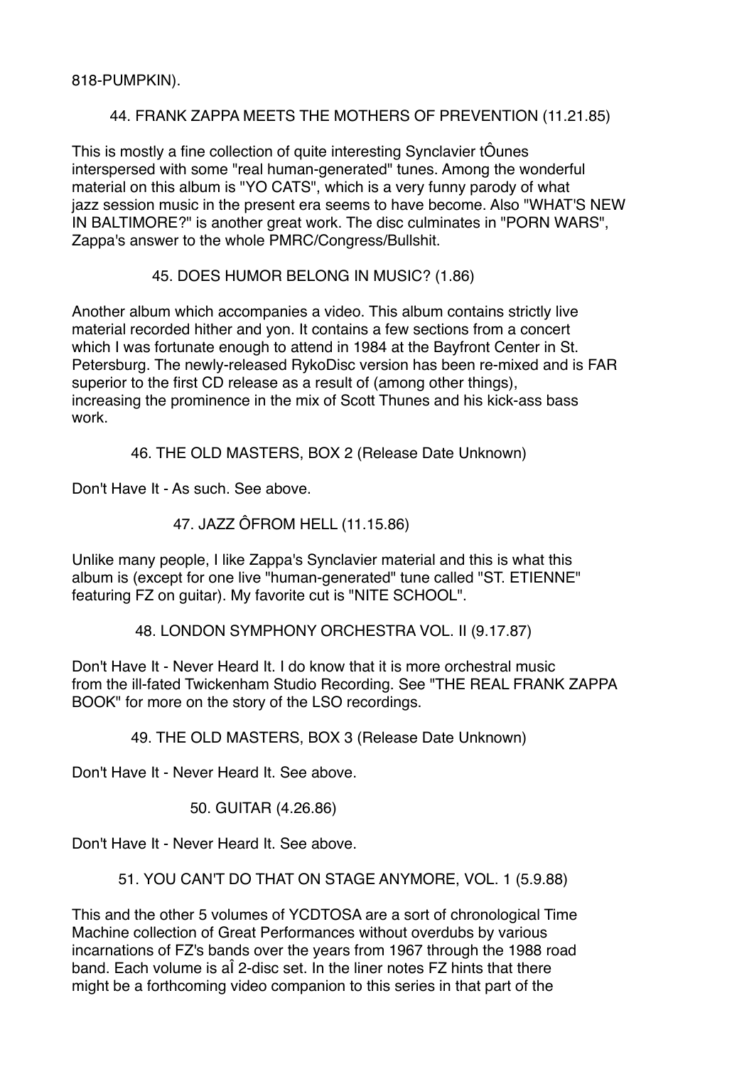818-PUMPKIN).

### 44. FRANK ZAPPA MEETS THE MOTHERS OF PREVENTION (11.21.85)

This is mostly a fine collection of quite interesting Synclavier tÔunes interspersed with some "real human-generated" tunes. Among the wonderful material on this album is "YO CATS", which is a very funny parody of what jazz session music in the present era seems to have become. Also "WHAT'S NEW IN BALTIMORE?" is another great work. The disc culminates in "PORN WARS", Zappa's answer to the whole PMRC/Congress/Bullshit.

### 45. DOES HUMOR BELONG IN MUSIC? (1.86)

Another album which accompanies a video. This album contains strictly live material recorded hither and yon. It contains a few sections from a concert which I was fortunate enough to attend in 1984 at the Bayfront Center in St. Petersburg. The newly-released RykoDisc version has been re-mixed and is FAR superior to the first CD release as a result of (among other things), increasing the prominence in the mix of Scott Thunes and his kick-ass bass work.

### 46. THE OLD MASTERS, BOX 2 (Release Date Unknown)

Don't Have It - As such. See above.

### 47. JAZZ ÔFROM HELL (11.15.86)

Unlike many people, I like Zappa's Synclavier material and this is what this album is (except for one live "human-generated" tune called "ST. ETIENNE" featuring FZ on guitar). My favorite cut is "NITE SCHOOL".

### 48. LONDON SYMPHONY ORCHESTRA VOL. II (9.17.87)

Don't Have It - Never Heard It. I do know that it is more orchestral music from the ill-fated Twickenham Studio Recording. See "THE REAL FRANK ZAPPA BOOK" for more on the story of the LSO recordings.

### 49. THE OLD MASTERS, BOX 3 (Release Date Unknown)

Don't Have It - Never Heard It. See above.

### 50. GUITAR (4.26.86)

Don't Have It - Never Heard It. See above.

### 51. YOU CAN'T DO THAT ON STAGE ANYMORE, VOL. 1 (5.9.88)

This and the other 5 volumes of YCDTOSA are a sort of chronological Time Machine collection of Great Performances without overdubs by various incarnations of FZ's bands over the years from 1967 through the 1988 road band. Each volume is aÎ 2-disc set. In the liner notes FZ hints that there might be a forthcoming video companion to this series in that part of the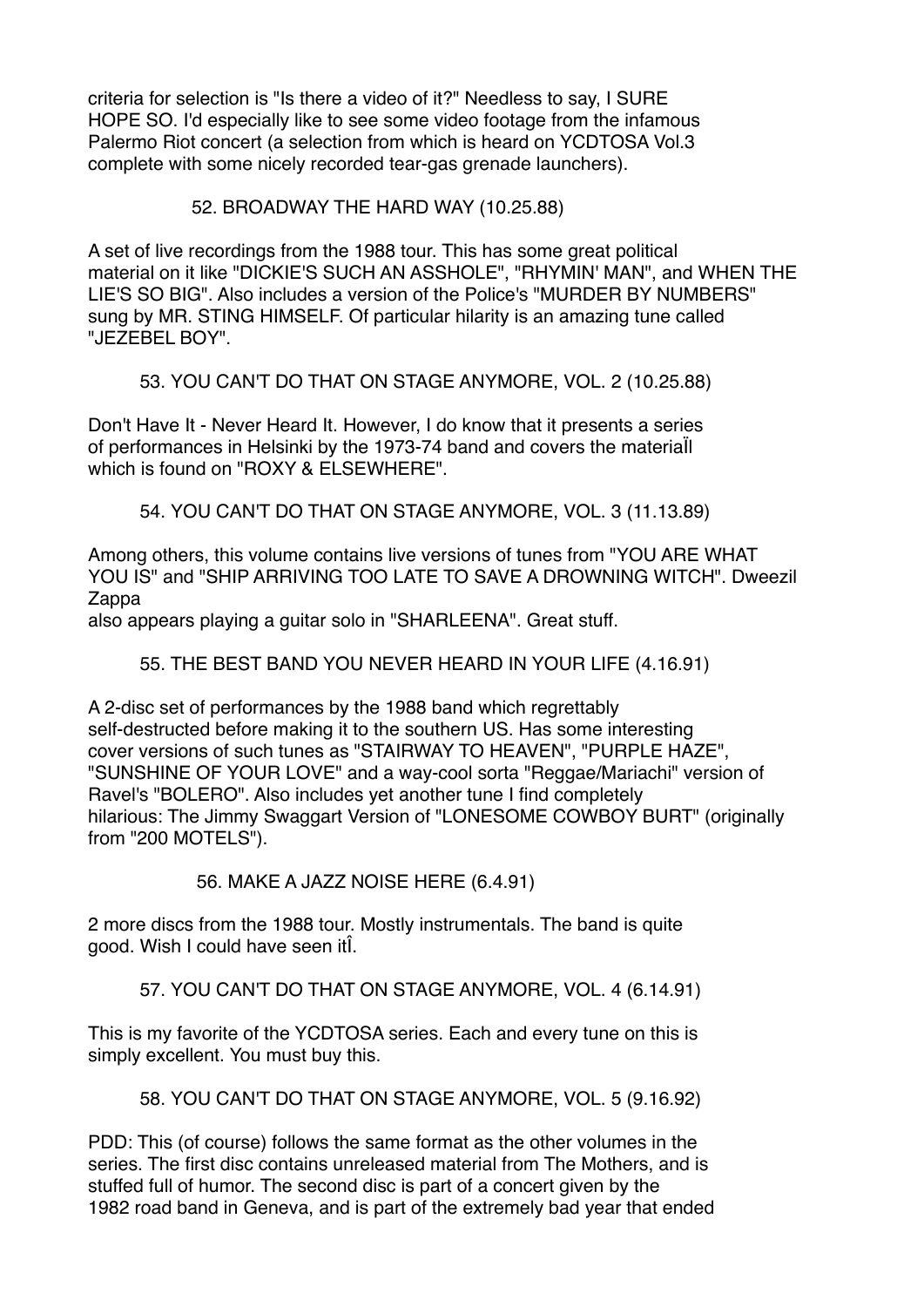criteria for selection is "Is there a video of it?" Needless to say, I SURE HOPE SO. I'd especially like to see some video footage from the infamous Palermo Riot concert (a selection from which is heard on YCDTOSA Vol.3 complete with some nicely recorded tear-gas grenade launchers).

52. BROADWAY THE HARD WAY (10.25.88)

A set of live recordings from the 1988 tour. This has some great political material on it like "DICKIE'S SUCH AN ASSHOLE", "RHYMIN' MAN", and WHEN THE LIE'S SO BIG". Also includes a version of the Police's "MURDER BY NUMBERS" sung by MR. STING HIMSELF. Of particular hilarity is an amazing tune called "JEZEBEL BOY".

53. YOU CAN'T DO THAT ON STAGE ANYMORE, VOL. 2 (10.25.88)

Don't Have It - Never Heard It. However, I do know that it presents a series of performances in Helsinki by the 1973-74 band and covers the materiaÏl which is found on "ROXY & ELSEWHERE".

54. YOU CAN'T DO THAT ON STAGE ANYMORE, VOL. 3 (11.13.89)

Among others, this volume contains live versions of tunes from "YOU ARE WHAT YOU IS" and "SHIP ARRIVING TOO LATE TO SAVE A DROWNING WITCH". Dweezil Zappa
also appears playing a guitar solo in "SHARLEENA". Great stuff.

55. THE BEST BAND YOU NEVER HEARD IN YOUR LIFE (4.16.91)

A 2-disc set of performances by the 1988 band which regrettably self-destructed before making it to the southern US. Has some interesting cover versions of such tunes as "STAIRWAY TO HEAVEN", "PURPLE HAZE", "SUNSHINE OF YOUR LOVE" and a way-cool sorta "Reggae/Mariachi" version of Ravel's "BOLERO". Also includes yet another tune I find completely hilarious: The Jimmy Swaggart Version of "LONESOME COWBOY BURT" (originally from "200 MOTELS").

56. MAKE A JAZZ NOISE HERE (6.4.91)

2 more discs from the 1988 tour. Mostly instrumentals. The band is quite good. Wish I could have seen itÎ.

57. YOU CAN'T DO THAT ON STAGE ANYMORE, VOL. 4 (6.14.91)

This is my favorite of the YCDTOSA series. Each and every tune on this is simply excellent. You must buy this.

58. YOU CAN'T DO THAT ON STAGE ANYMORE, VOL. 5 (9.16.92)

PDD: This (of course) follows the same format as the other volumes in the series. The first disc contains unreleased material from The Mothers, and is stuffed full of humor. The second disc is part of a concert given by the 1982 road band in Geneva, and is part of the extremely bad year that ended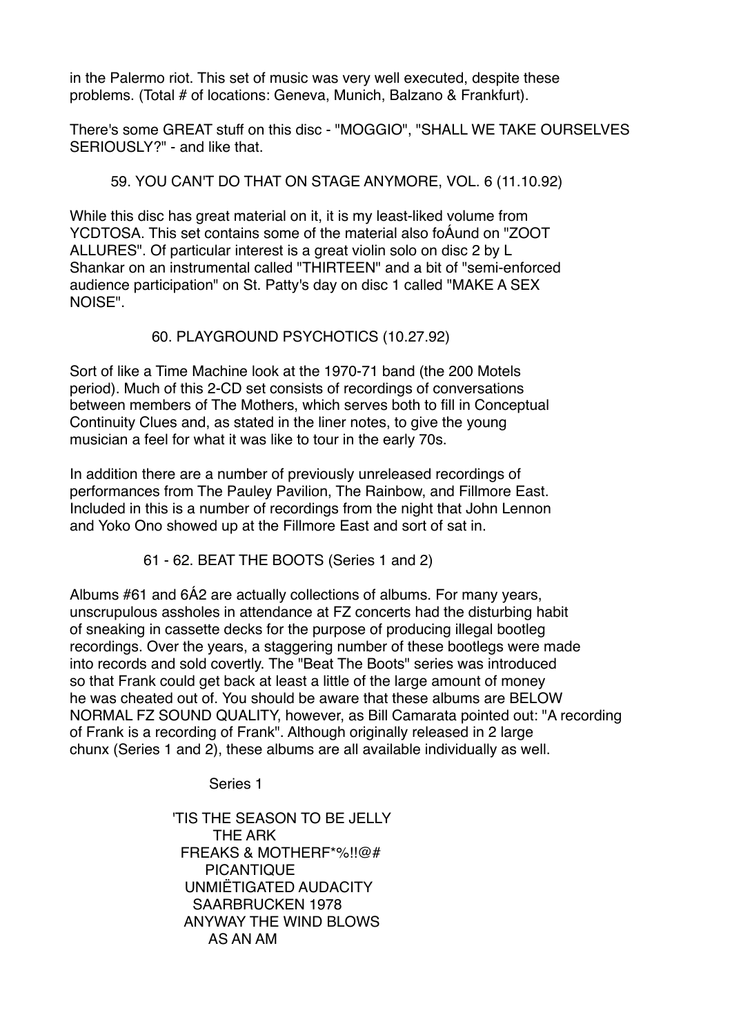in the Palermo riot. This set of music was very well executed, despite these problems. (Total # of locations: Geneva, Munich, Balzano & Frankfurt).

There's some GREAT stuff on this disc - "MOGGIO", "SHALL WE TAKE OURSELVES SERIOUSLY?" - and like that.

### 59. YOU CAN'T DO THAT ON STAGE ANYMORE, VOL. 6 (11.10.92)

While this disc has great material on it, it is my least-liked volume from YCDTOSA. This set contains some of the material also foÁund on "ZOOT ALLURES". Of particular interest is a great violin solo on disc 2 by L Shankar on an instrumental called "THIRTEEN" and a bit of "semi-enforced audience participation" on St. Patty's day on disc 1 called "MAKE A SEX NOISE".

### 60. PLAYGROUND PSYCHOTICS (10.27.92)

Sort of like a Time Machine look at the 1970-71 band (the 200 Motels period). Much of this 2-CD set consists of recordings of conversations between members of The Mothers, which serves both to fill in Conceptual Continuity Clues and, as stated in the liner notes, to give the young musician a feel for what it was like to tour in the early 70s.

In addition there are a number of previously unreleased recordings of performances from The Pauley Pavilion, The Rainbow, and Fillmore East. Included in this is a number of recordings from the night that John Lennon and Yoko Ono showed up at the Fillmore East and sort of sat in.

### 61 - 62. BEAT THE BOOTS (Series 1 and 2)

Albums #61 and 6Á2 are actually collections of albums. For many years, unscrupulous assholes in attendance at FZ concerts had the disturbing habit of sneaking in cassette decks for the purpose of producing illegal bootleg recordings. Over the years, a staggering number of these bootlegs were made into records and sold covertly. The "Beat The Boots" series was introduced so that Frank could get back at least a little of the large amount of money he was cheated out of. You should be aware that these albums are BELOW NORMAL FZ SOUND QUALITY, however, as Bill Camarata pointed out: "A recording of Frank is a recording of Frank". Although originally released in 2 large chunx (Series 1 and 2), these albums are all available individually as well.

Series 1

'TIS THE SEASON TO BE JELLY
THE ARK
FREAKS & MOTHERF*%!!@#
PICANTIQUE
UNMIËTIGATED AUDACITY
SAARBRUCKEN 1978
ANYWAY THE WIND BLOWS
AS AN AM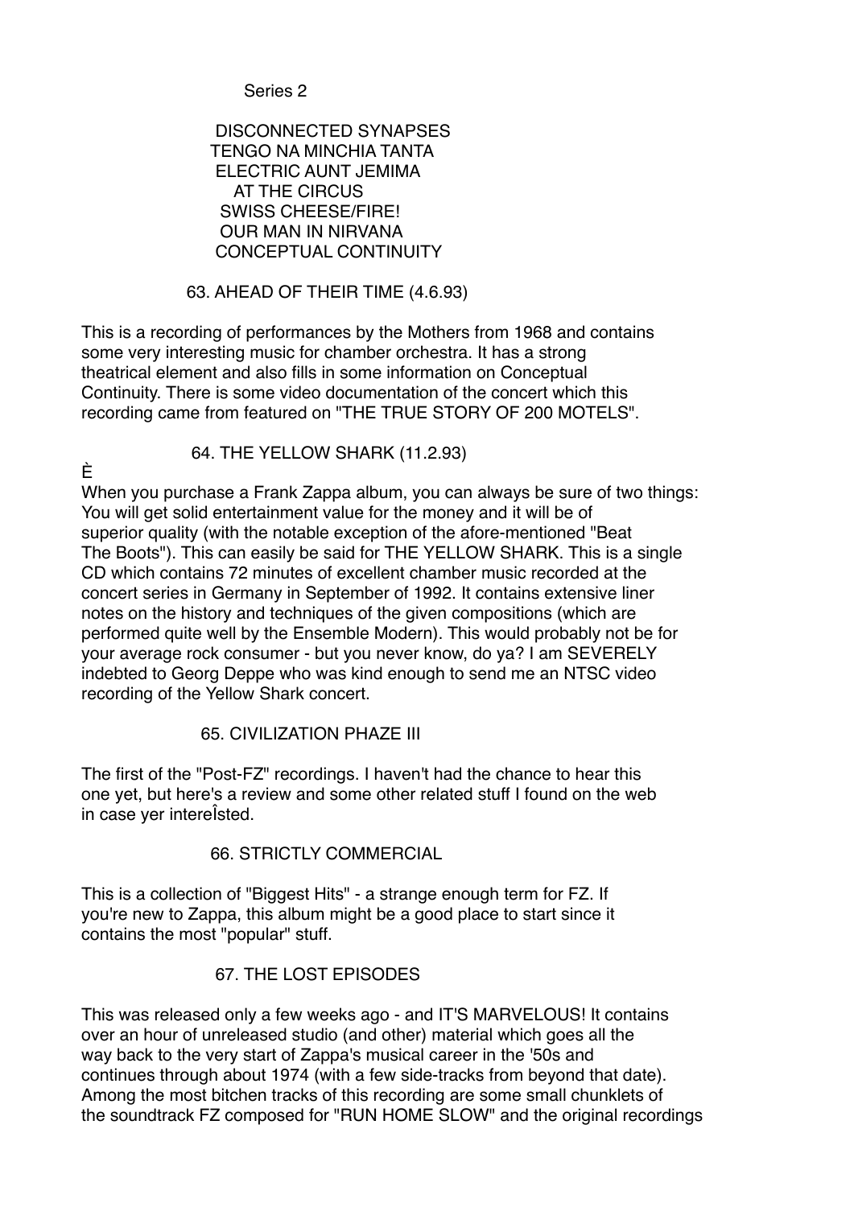Series 2

DISCONNECTED SYNAPSES
TENGO NA MINCHIA TANTA
ELECTRIC AUNT JEMIMA
AT THE CIRCUS
SWISS CHEESE/FIRE!
OUR MAN IN NIRVANA
CONCEPTUAL CONTINUITY

### 63. AHEAD OF THEIR TIME (4.6.93)

This is a recording of performances by the Mothers from 1968 and contains some very interesting music for chamber orchestra. It has a strong theatrical element and also fills in some information on Conceptual Continuity. There is some video documentation of the concert which this recording came from featured on "THE TRUE STORY OF 200 MOTELS".

### 64. THE YELLOW SHARK (11.2.93)

È
When you purchase a Frank Zappa album, you can always be sure of two things: You will get solid entertainment value for the money and it will be of superior quality (with the notable exception of the afore-mentioned "Beat The Boots"). This can easily be said for THE YELLOW SHARK. This is a single CD which contains 72 minutes of excellent chamber music recorded at the concert series in Germany in September of 1992. It contains extensive liner notes on the history and techniques of the given compositions (which are performed quite well by the Ensemble Modern). This would probably not be for your average rock consumer - but you never know, do ya? I am SEVERELY indebted to Georg Deppe who was kind enough to send me an NTSC video recording of the Yellow Shark concert.

### 65. CIVILIZATION PHAZE III

The first of the "Post-FZ" recordings. I haven't had the chance to hear this one yet, but here's a review and some other related stuff I found on the web in case yer intereÎsted.

### 66. STRICTLY COMMERCIAL

This is a collection of "Biggest Hits" - a strange enough term for FZ. If you're new to Zappa, this album might be a good place to start since it contains the most "popular" stuff.

### 67. THE LOST EPISODES

This was released only a few weeks ago - and IT'S MARVELOUS! It contains over an hour of unreleased studio (and other) material which goes all the way back to the very start of Zappa's musical career in the '50s and continues through about 1974 (with a few side-tracks from beyond that date). Among the most bitchen tracks of this recording are some small chunklets of the soundtrack FZ composed for "RUN HOME SLOW" and the original recordings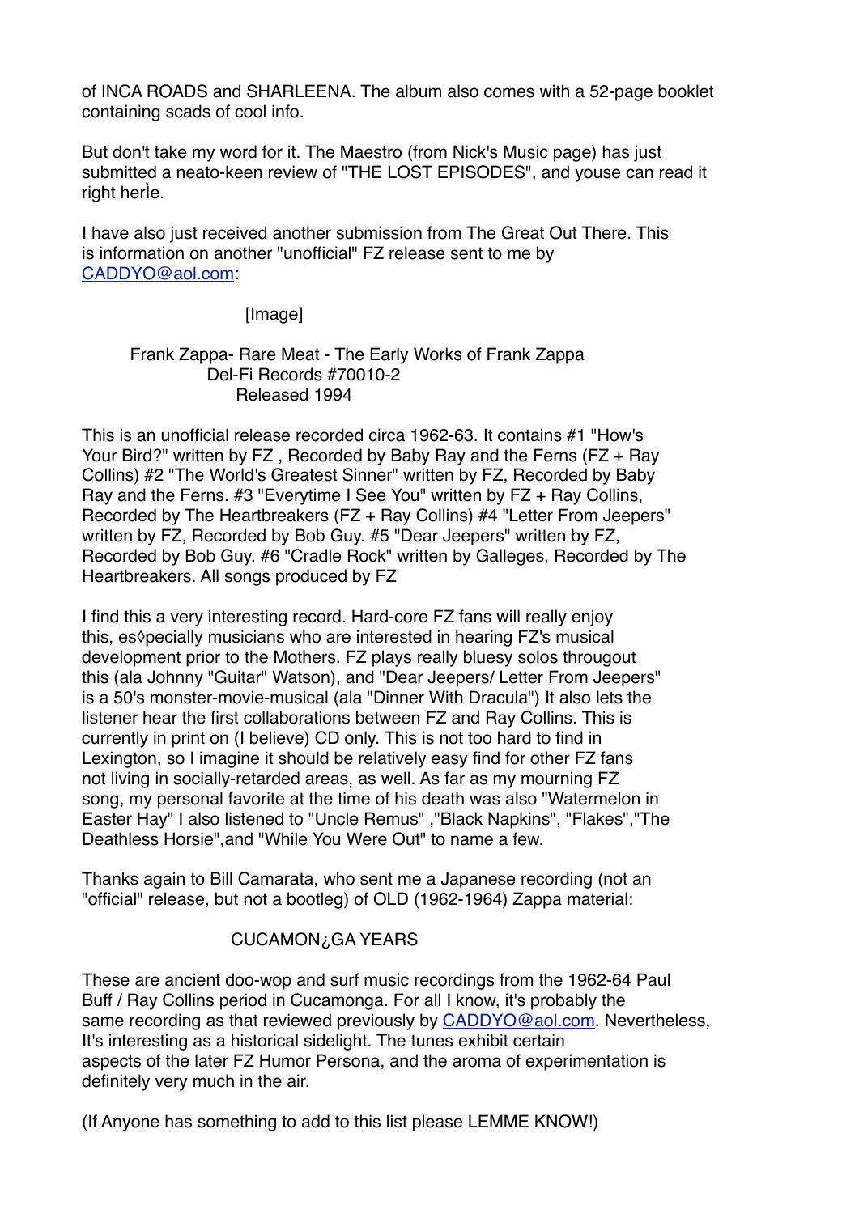of INCA ROADS and SHARLEENA. The album also comes with a 52-page booklet containing scads of cool info.

But don't take my word for it. The Maestro (from Nick's Music page) has just submitted a neato-keen review of "THE LOST EPISODES", and youse can read it right herÌe.

I have also just received another submission from The Great Out There. This is information on another "unofficial" FZ release sent to me by CADDYO@aol.com:

[Image]

Frank Zappa- Rare Meat - The Early Works of Frank Zappa
Del-Fi Records #70010-2
Released 1994

This is an unofficial release recorded circa 1962-63. It contains #1 "How's Your Bird?" written by FZ , Recorded by Baby Ray and the Ferns (FZ + Ray Collins) #2 "The World's Greatest Sinner" written by FZ, Recorded by Baby Ray and the Ferns. #3 "Everytime I See You" written by FZ + Ray Collins, Recorded by The Heartbreakers (FZ + Ray Collins) #4 "Letter From Jeepers" written by FZ, Recorded by Bob Guy. #5 "Dear Jeepers" written by FZ, Recorded by Bob Guy. #6 "Cradle Rock" written by Galleges, Recorded by The Heartbreakers. All songs produced by FZ

I find this a very interesting record. Hard-core FZ fans will really enjoy this, es◊pecially musicians who are interested in hearing FZ's musical development prior to the Mothers. FZ plays really bluesy solos througout this (ala Johnny "Guitar" Watson), and "Dear Jeepers/ Letter From Jeepers" is a 50's monster-movie-musical (ala "Dinner With Dracula") It also lets the listener hear the first collaborations between FZ and Ray Collins. This is currently in print on (I believe) CD only. This is not too hard to find in Lexington, so I imagine it should be relatively easy find for other FZ fans not living in socially-retarded areas, as well. As far as my mourning FZ song, my personal favorite at the time of his death was also "Watermelon in Easter Hay" I also listened to "Uncle Remus" ,"Black Napkins", "Flakes","The Deathless Horsie",and "While You Were Out" to name a few.

Thanks again to Bill Camarata, who sent me a Japanese recording (not an "official" release, but not a bootleg) of OLD (1962-1964) Zappa material:

CUCAMON¿GA YEARS

These are ancient doo-wop and surf music recordings from the 1962-64 Paul Buff / Ray Collins period in Cucamonga. For all I know, it's probably the same recording as that reviewed previously by CADDYO@aol.com. Nevertheless, It's interesting as a historical sidelight. The tunes exhibit certain aspects of the later FZ Humor Persona, and the aroma of experimentation is definitely very much in the air.

(If Anyone has something to add to this list please LEMME KNOW!)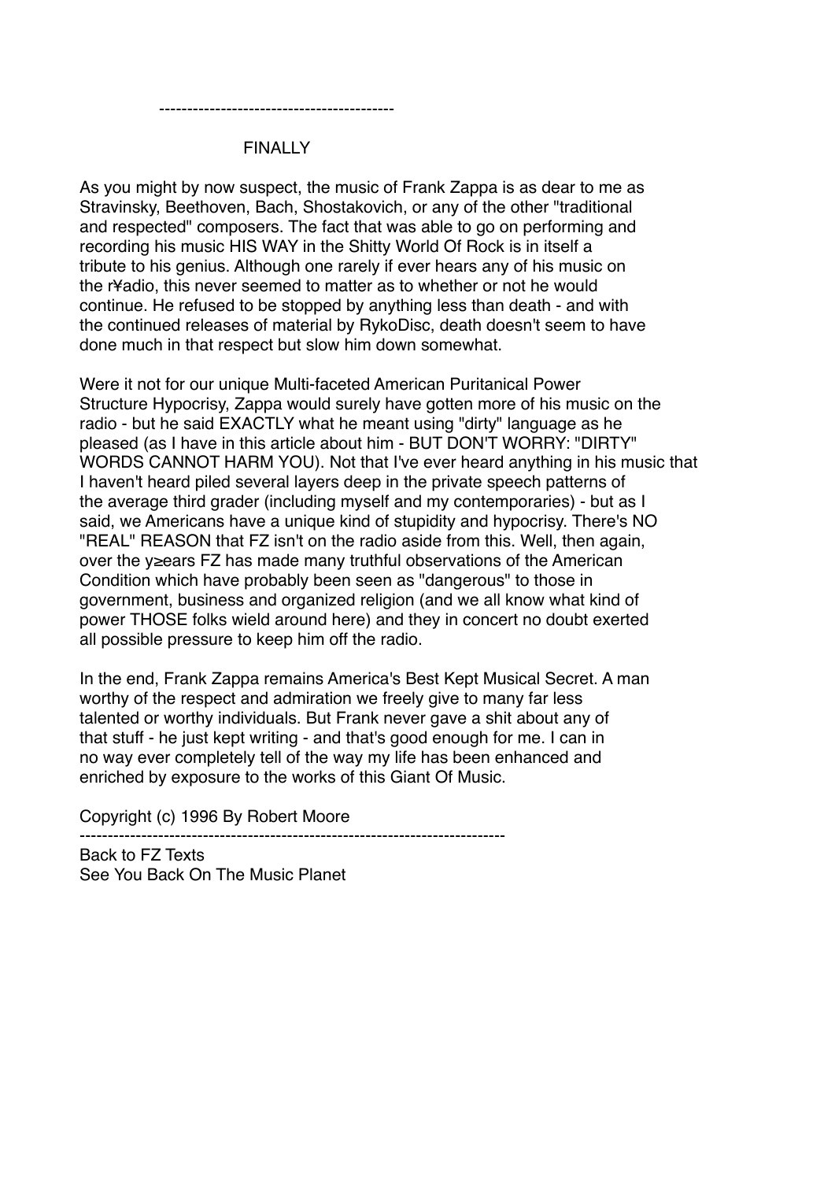------------------------------------------

FINALLY

As you might by now suspect, the music of Frank Zappa is as dear to me as Stravinsky, Beethoven, Bach, Shostakovich, or any of the other "traditional and respected" composers. The fact that was able to go on performing and recording his music HIS WAY in the Shitty World Of Rock is in itself a tribute to his genius. Although one rarely if ever hears any of his music on the r¥adio, this never seemed to matter as to whether or not he would continue. He refused to be stopped by anything less than death - and with the continued releases of material by RykoDisc, death doesn't seem to have done much in that respect but slow him down somewhat.

Were it not for our unique Multi-faceted American Puritanical Power Structure Hypocrisy, Zappa would surely have gotten more of his music on the radio - but he said EXACTLY what he meant using "dirty" language as he pleased (as I have in this article about him - BUT DON'T WORRY: "DIRTY" WORDS CANNOT HARM YOU). Not that I've ever heard anything in his music that I haven't heard piled several layers deep in the private speech patterns of the average third grader (including myself and my contemporaries) - but as I said, we Americans have a unique kind of stupidity and hypocrisy. There's NO "REAL" REASON that FZ isn't on the radio aside from this. Well, then again, over the y≥ears FZ has made many truthful observations of the American Condition which have probably been seen as "dangerous" to those in government, business and organized religion (and we all know what kind of power THOSE folks wield around here) and they in concert no doubt exerted all possible pressure to keep him off the radio.

In the end, Frank Zappa remains America's Best Kept Musical Secret. A man worthy of the respect and admiration we freely give to many far less talented or worthy individuals. But Frank never gave a shit about any of that stuff - he just kept writing - and that's good enough for me. I can in no way ever completely tell of the way my life has been enhanced and enriched by exposure to the works of this Giant Of Music.

Copyright (c) 1996 By Robert Moore

---------------------------------------------------------------------------

Back to FZ Texts
See You Back On The Music Planet